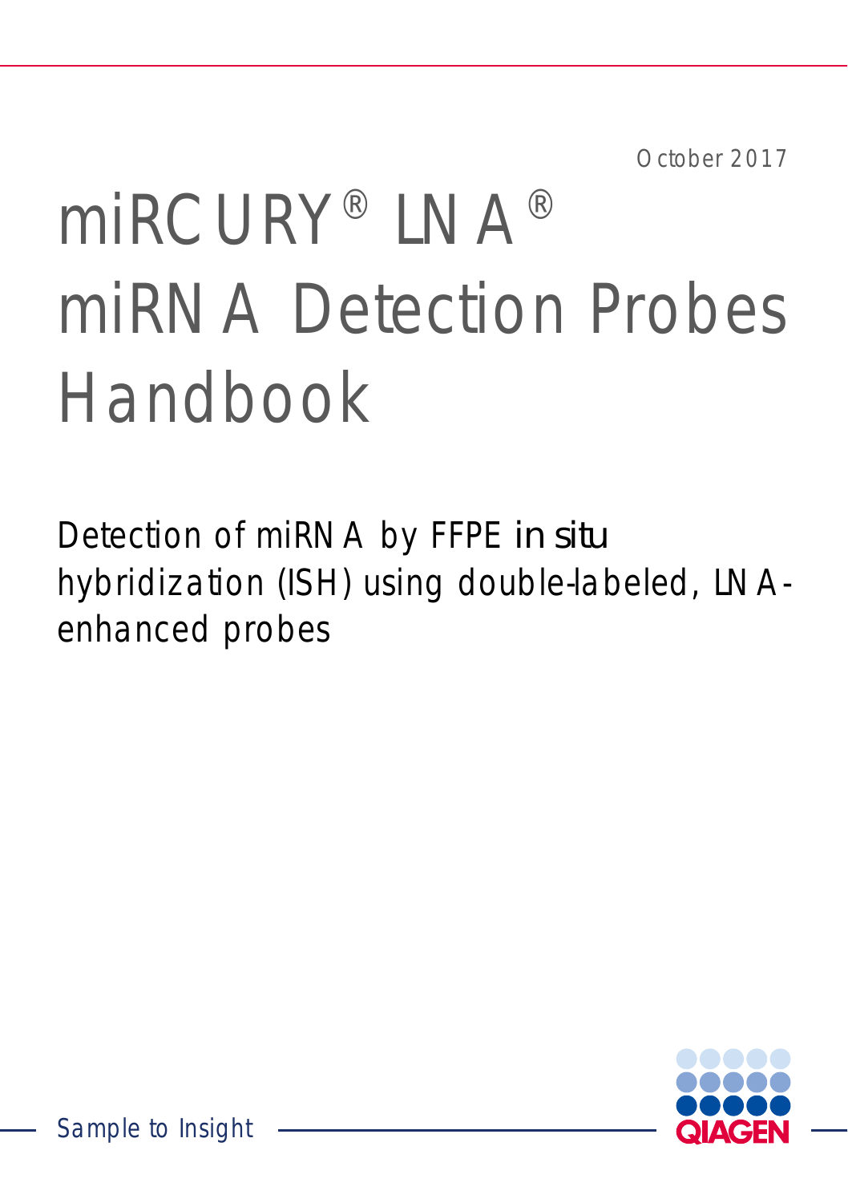October 2017

# miRCURY® LNA® miRNA Detection Probes Handbook

Detection of miRNA by FFPE *in situ* hybridization (ISH) using double-labeled, LNA-enhanced probes

Sample to Insight

QIAGEN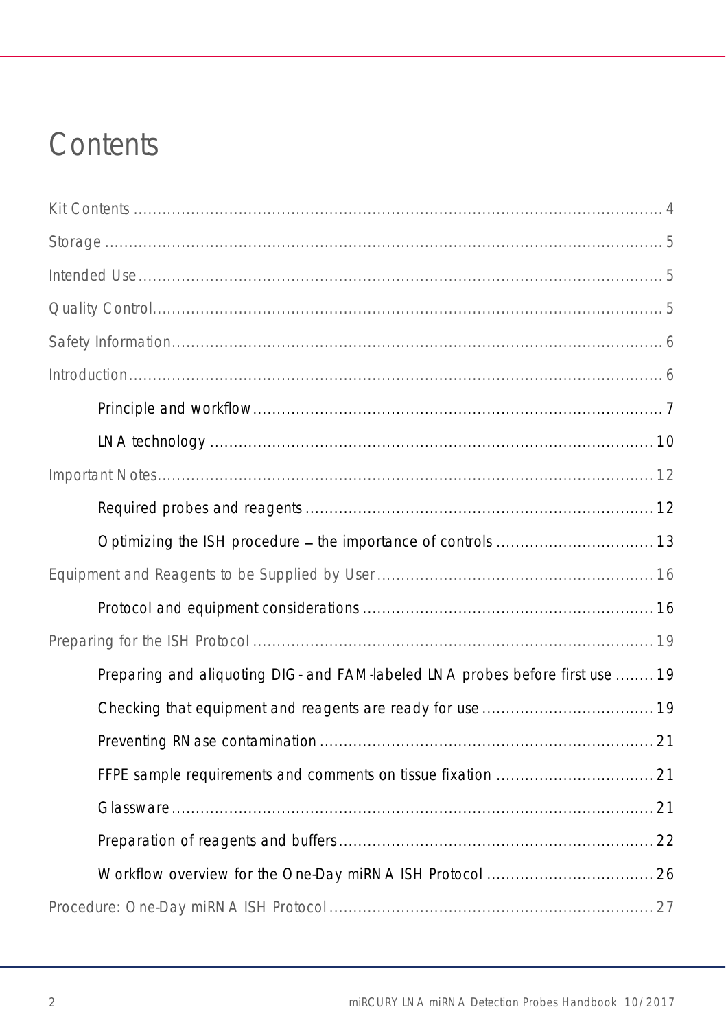# Contents

Kit Contents ........................................................................................................ 4

Storage ................................................................................................................ 5

Intended Use ........................................................................................................ 5

Quality Control ..................................................................................................... 5

Safety Information ................................................................................................ 6

Introduction .......................................................................................................... 6

- Principle and workflow ..................................................................................... 7
- LNA technology ............................................................................................. 10

Important Notes .................................................................................................. 12

- Required probes and reagents ........................................................................ 12
- Optimizing the ISH procedure – the importance of controls ................................ 13

Equipment and Reagents to be Supplied by User .................................................. 16

- Protocol and equipment considerations ............................................................ 16

Preparing for the ISH Protocol ............................................................................. 19

- Preparing and aliquoting DIG- and FAM-labeled LNA probes before first use ........ 19
- Checking that equipment and reagents are ready for use ................................... 19
- Preventing RNase contamination ..................................................................... 21
- FFPE sample requirements and comments on tissue fixation ................................ 21
- Glassware ..................................................................................................... 21
- Preparation of reagents and buffers ................................................................. 22
- Workflow overview for the One-Day miRNA ISH Protocol ................................... 26

Procedure: One-Day miRNA ISH Protocol ............................................................. 27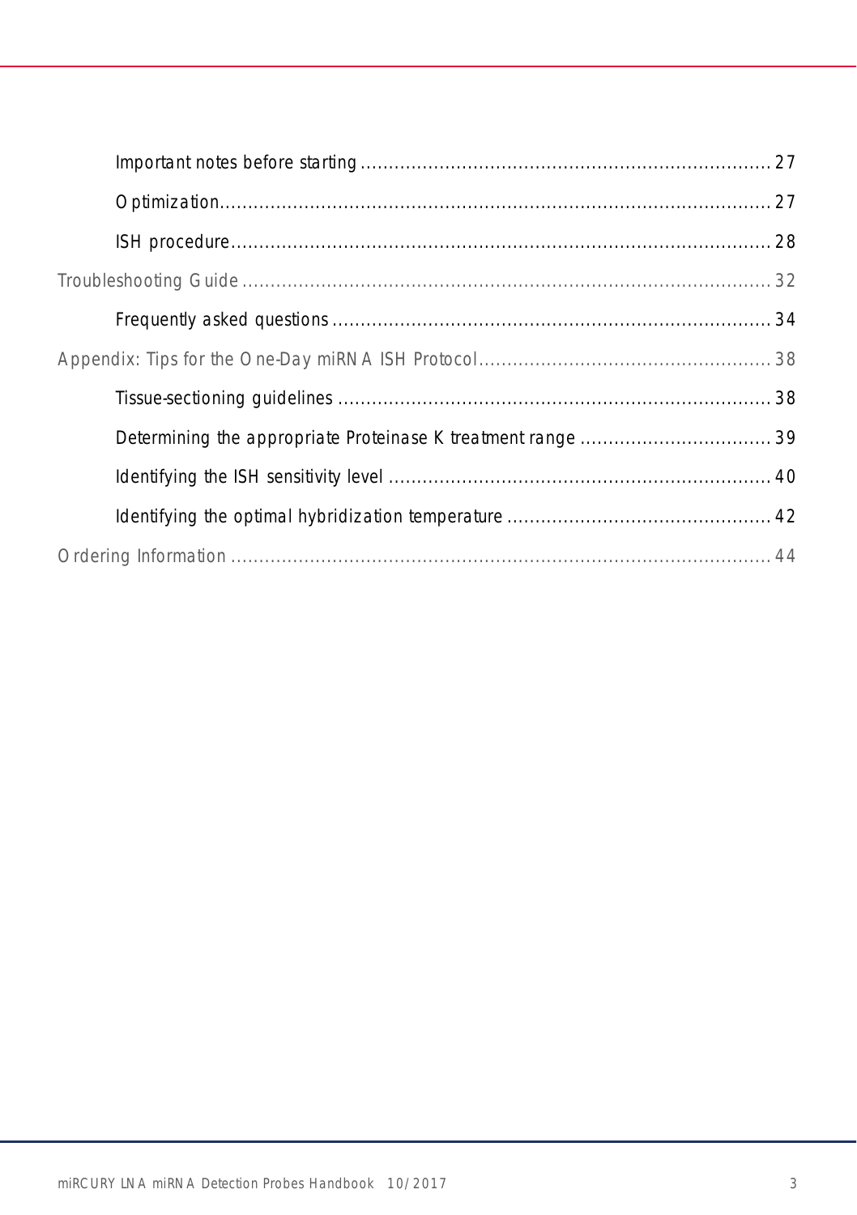Important notes before starting ........................................................................ 27

Optimization.................................................................................................. 27

ISH procedure............................................................................................... 28

Troubleshooting Guide ............................................................................................. 32

Frequently asked questions ............................................................................. 34

Appendix: Tips for the One-Day miRNA ISH Protocol................................................... 38

Tissue-sectioning guidelines ............................................................................ 38

Determining the appropriate Proteinase K treatment range ................................. 39

Identifying the ISH sensitivity level ................................................................... 40

Identifying the optimal hybridization temperature .............................................. 42

Ordering Information ............................................................................................... 44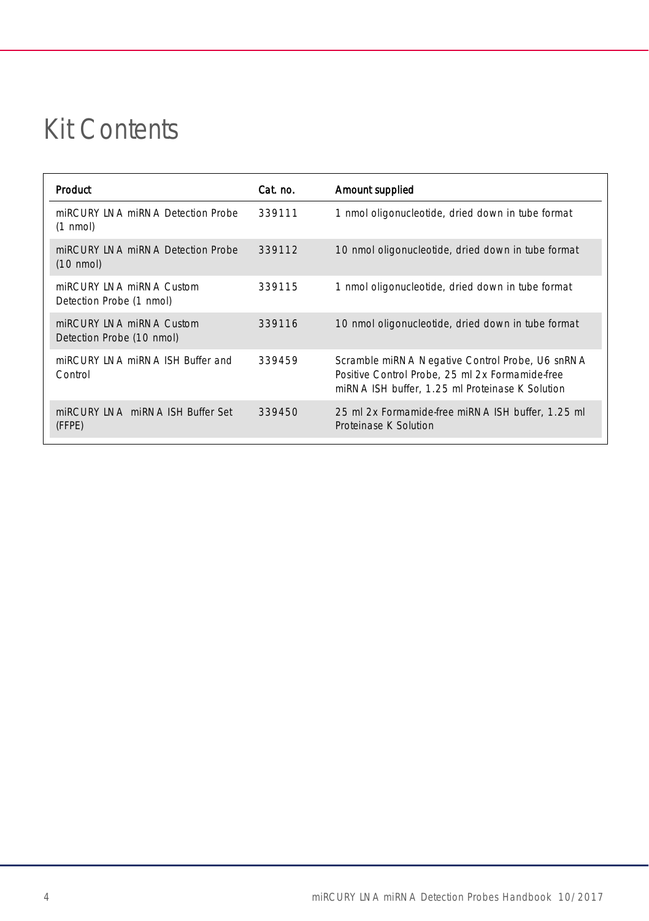# Kit Contents

| Product | Cat. no. | Amount supplied |
|---|---|---|
| miRCURY LNA miRNA Detection Probe (1 nmol) | 339111 | 1 nmol oligonucleotide, dried down in tube format |
| miRCURY LNA miRNA Detection Probe (10 nmol) | 339112 | 10 nmol oligonucleotide, dried down in tube format |
| miRCURY LNA miRNA Custom Detection Probe (1 nmol) | 339115 | 1 nmol oligonucleotide, dried down in tube format |
| miRCURY LNA miRNA Custom Detection Probe (10 nmol) | 339116 | 10 nmol oligonucleotide, dried down in tube format |
| miRCURY LNA miRNA ISH Buffer and Control | 339459 | Scramble miRNA Negative Control Probe, U6 snRNA Positive Control Probe, 25 ml 2x Formamide-free miRNA ISH buffer, 1.25 ml Proteinase K Solution |
| miRCURY LNA miRNA ISH Buffer Set (FFPE) | 339450 | 25 ml 2x Formamide-free miRNA ISH buffer, 1.25 ml Proteinase K Solution |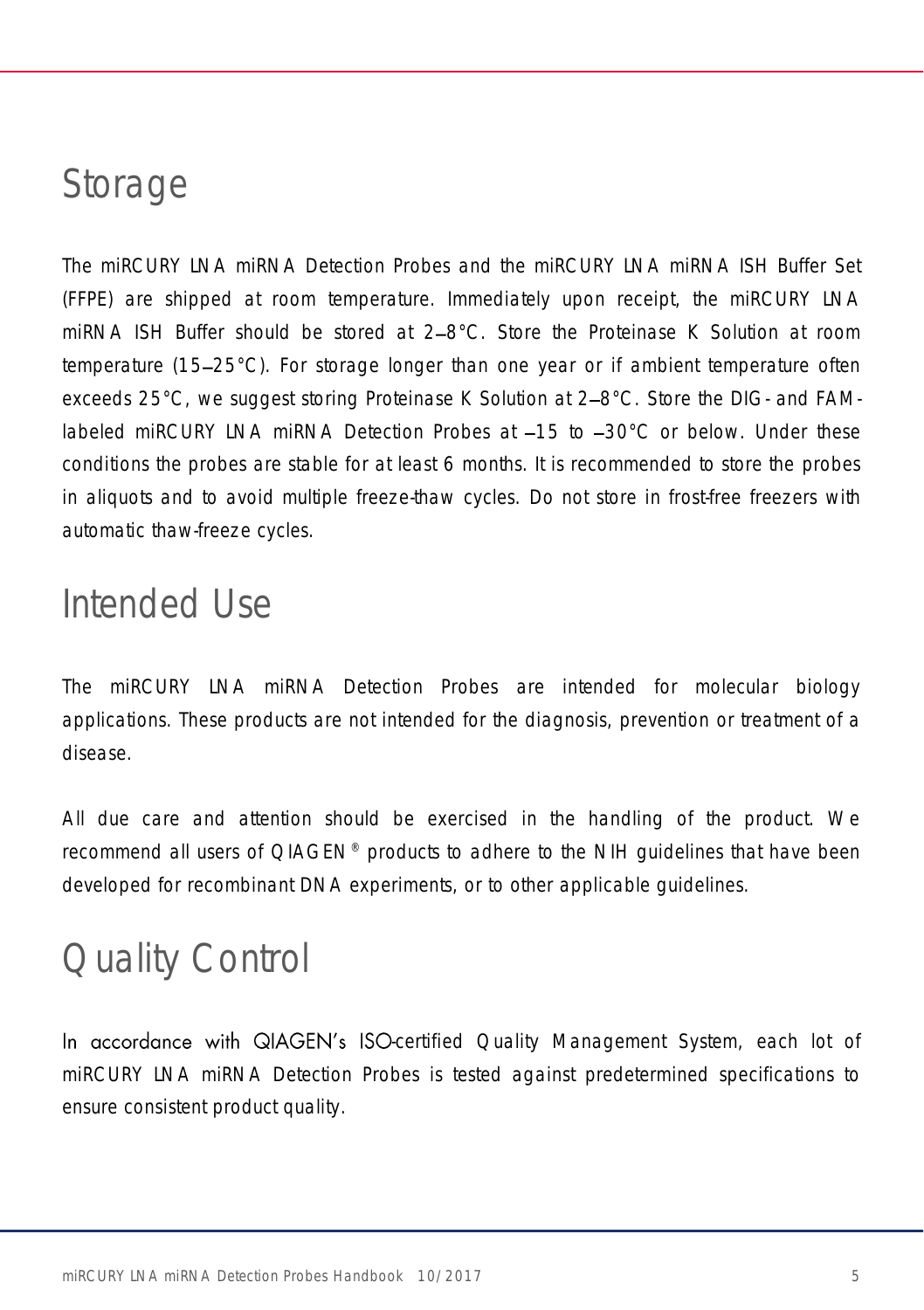# Storage

The miRCURY LNA miRNA Detection Probes and the miRCURY LNA miRNA ISH Buffer Set (FFPE) are shipped at room temperature. Immediately upon receipt, the miRCURY LNA miRNA ISH Buffer should be stored at 2–8°C. Store the Proteinase K Solution at room temperature (15–25°C). For storage longer than one year or if ambient temperature often exceeds 25°C, we suggest storing Proteinase K Solution at 2–8°C. Store the DIG- and FAM-labeled miRCURY LNA miRNA Detection Probes at –15 to –30°C or below. Under these conditions the probes are stable for at least 6 months. It is recommended to store the probes in aliquots and to avoid multiple freeze-thaw cycles. Do not store in frost-free freezers with automatic thaw-freeze cycles.

# Intended Use

The miRCURY LNA miRNA Detection Probes are intended for molecular biology applications. These products are not intended for the diagnosis, prevention or treatment of a disease.

All due care and attention should be exercised in the handling of the product. We recommend all users of QIAGEN® products to adhere to the NIH guidelines that have been developed for recombinant DNA experiments, or to other applicable guidelines.

# Quality Control

In accordance with QIAGEN's ISO-certified Quality Management System, each lot of miRCURY LNA miRNA Detection Probes is tested against predetermined specifications to ensure consistent product quality.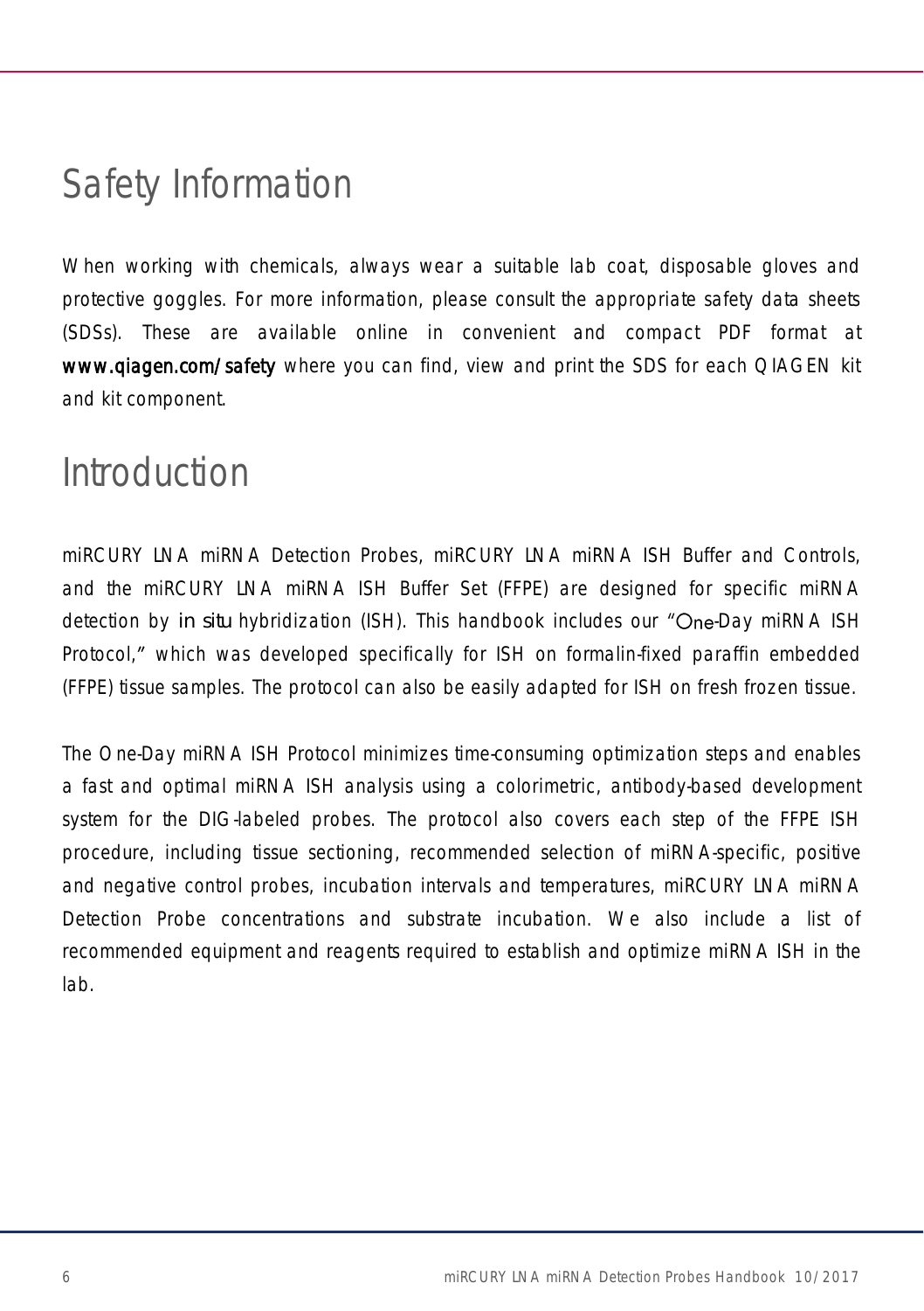# Safety Information

When working with chemicals, always wear a suitable lab coat, disposable gloves and protective goggles. For more information, please consult the appropriate safety data sheets (SDSs). These are available online in convenient and compact PDF format at **www.qiagen.com/safety** where you can find, view and print the SDS for each QIAGEN kit and kit component.

# Introduction

miRCURY LNA miRNA Detection Probes, miRCURY LNA miRNA ISH Buffer and Controls, and the miRCURY LNA miRNA ISH Buffer Set (FFPE) are designed for specific miRNA detection by *in situ* hybridization (ISH). This handbook includes our "One-Day miRNA ISH Protocol," which was developed specifically for ISH on formalin-fixed paraffin embedded (FFPE) tissue samples. The protocol can also be easily adapted for ISH on fresh frozen tissue.

The One-Day miRNA ISH Protocol minimizes time-consuming optimization steps and enables a fast and optimal miRNA ISH analysis using a colorimetric, antibody-based development system for the DIG-labeled probes. The protocol also covers each step of the FFPE ISH procedure, including tissue sectioning, recommended selection of miRNA-specific, positive and negative control probes, incubation intervals and temperatures, miRCURY LNA miRNA Detection Probe concentrations and substrate incubation. We also include a list of recommended equipment and reagents required to establish and optimize miRNA ISH in the lab.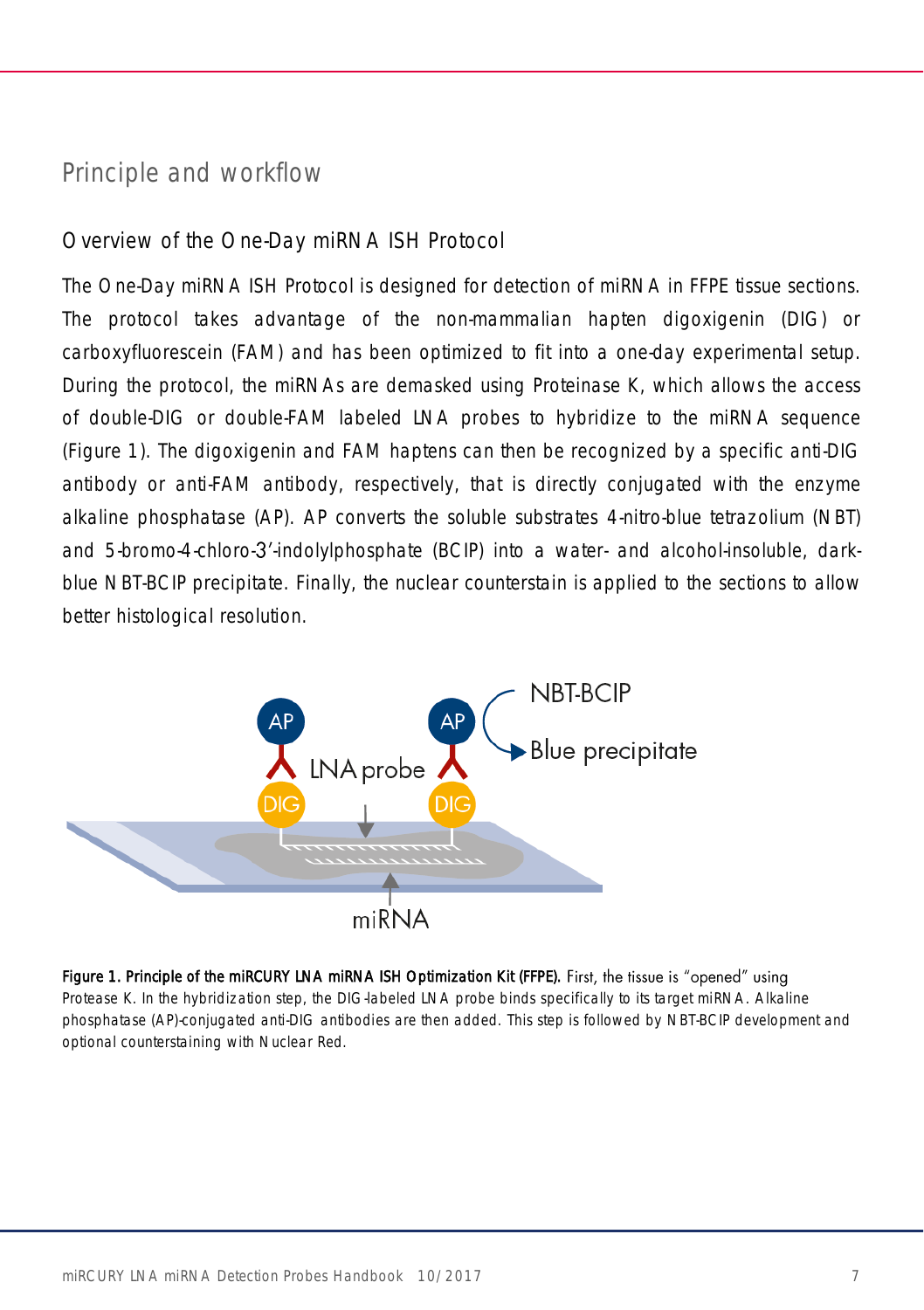## Principle and workflow

### Overview of the One-Day miRNA ISH Protocol

The One-Day miRNA ISH Protocol is designed for detection of miRNA in FFPE tissue sections. The protocol takes advantage of the non-mammalian hapten digoxigenin (DIG) or carboxyfluorescein (FAM) and has been optimized to fit into a one-day experimental setup. During the protocol, the miRNAs are demasked using Proteinase K, which allows the access of double-DIG or double-FAM labeled LNA probes to hybridize to the miRNA sequence (Figure 1). The digoxigenin and FAM haptens can then be recognized by a specific anti-DIG antibody or anti-FAM antibody, respectively, that is directly conjugated with the enzyme alkaline phosphatase (AP). AP converts the soluble substrates 4-nitro-blue tetrazolium (NBT) and 5-bromo-4-chloro-3′-indolylphosphate (BCIP) into a water- and alcohol-insoluble, dark-blue NBT-BCIP precipitate. Finally, the nuclear counterstain is applied to the sections to allow better histological resolution.

**Figure 1. Principle of the miRCURY LNA miRNA ISH Optimization Kit (FFPE).** First, the tissue is "opened" using Protease K. In the hybridization step, the DIG-labeled LNA probe binds specifically to its target miRNA. Alkaline phosphatase (AP)-conjugated anti-DIG antibodies are then added. This step is followed by NBT-BCIP development and optional counterstaining with Nuclear Red.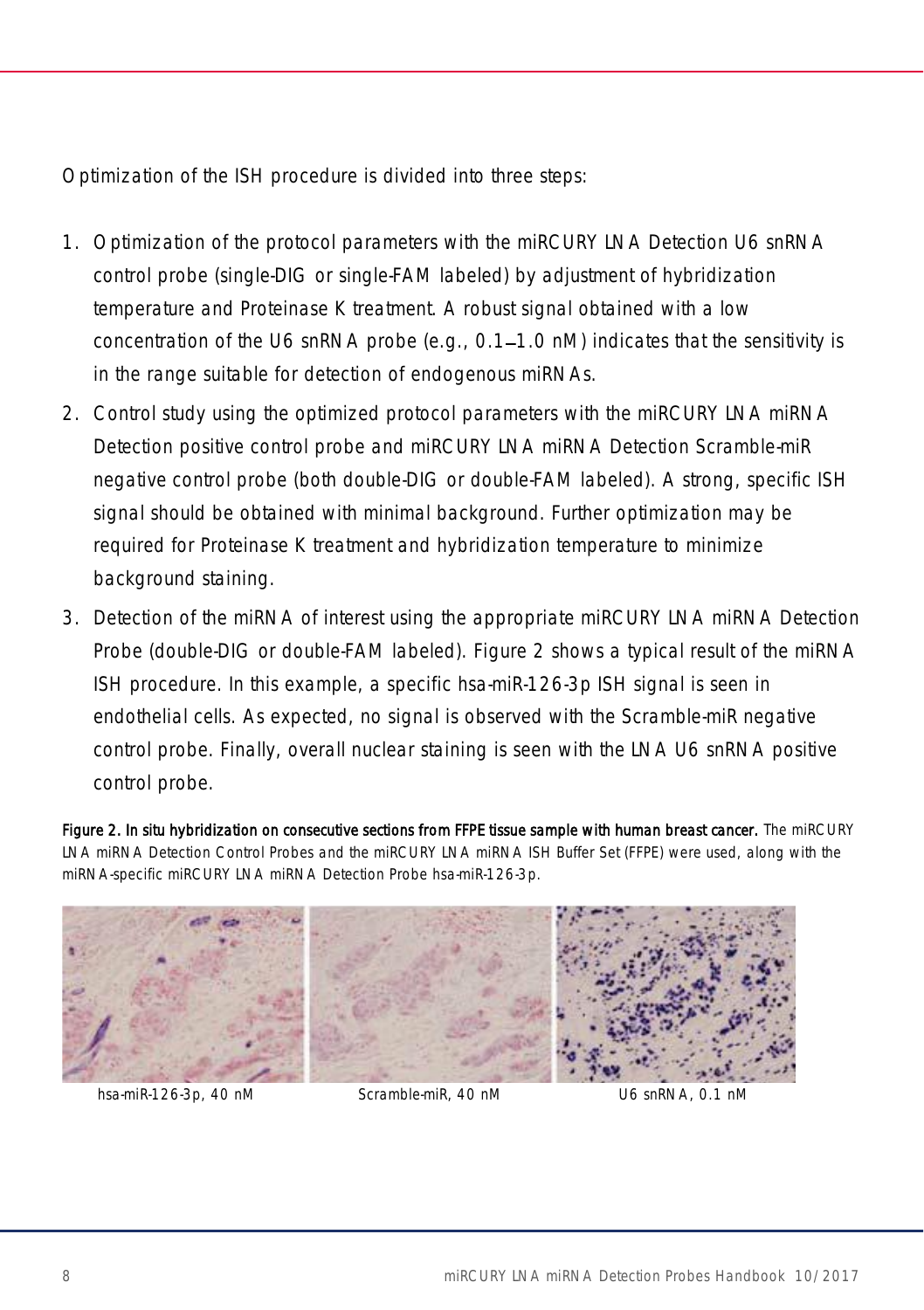Optimization of the ISH procedure is divided into three steps:

1. Optimization of the protocol parameters with the miRCURY LNA Detection U6 snRNA control probe (single-DIG or single-FAM labeled) by adjustment of hybridization temperature and Proteinase K treatment. A robust signal obtained with a low concentration of the U6 snRNA probe (e.g., 0.1–1.0 nM) indicates that the sensitivity is in the range suitable for detection of endogenous miRNAs.
2. Control study using the optimized protocol parameters with the miRCURY LNA miRNA Detection positive control probe and miRCURY LNA miRNA Detection Scramble-miR negative control probe (both double-DIG or double-FAM labeled). A strong, specific ISH signal should be obtained with minimal background. Further optimization may be required for Proteinase K treatment and hybridization temperature to minimize background staining.
3. Detection of the miRNA of interest using the appropriate miRCURY LNA miRNA Detection Probe (double-DIG or double-FAM labeled). Figure 2 shows a typical result of the miRNA ISH procedure. In this example, a specific hsa-miR-126-3p ISH signal is seen in endothelial cells. As expected, no signal is observed with the Scramble-miR negative control probe. Finally, overall nuclear staining is seen with the LNA U6 snRNA positive control probe.

**Figure 2. In situ hybridization on consecutive sections from FFPE tissue sample with human breast cancer.** The miRCURY LNA miRNA Detection Control Probes and the miRCURY LNA miRNA ISH Buffer Set (FFPE) were used, along with the miRNA-specific miRCURY LNA miRNA Detection Probe hsa-miR-126-3p.

hsa-miR-126-3p, 40 nM     Scramble-miR, 40 nM     U6 snRNA, 0.1 nM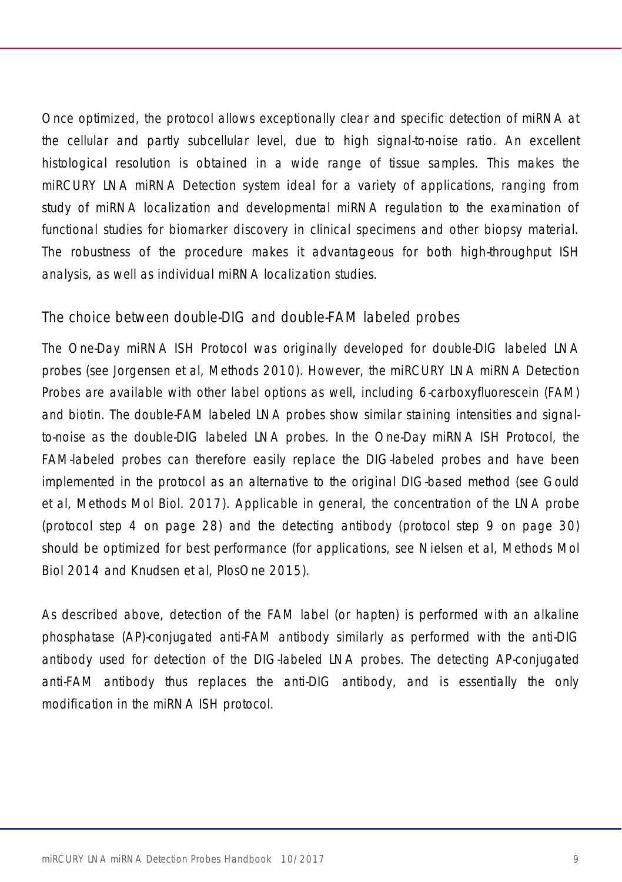Once optimized, the protocol allows exceptionally clear and specific detection of miRNA at the cellular and partly subcellular level, due to high signal-to-noise ratio. An excellent histological resolution is obtained in a wide range of tissue samples. This makes the miRCURY LNA miRNA Detection system ideal for a variety of applications, ranging from study of miRNA localization and developmental miRNA regulation to the examination of functional studies for biomarker discovery in clinical specimens and other biopsy material. The robustness of the procedure makes it advantageous for both high-throughput ISH analysis, as well as individual miRNA localization studies.

## The choice between double-DIG and double-FAM labeled probes

The One-Day miRNA ISH Protocol was originally developed for double-DIG labeled LNA probes (see Jorgensen et al, Methods 2010). However, the miRCURY LNA miRNA Detection Probes are available with other label options as well, including 6-carboxyfluorescein (FAM) and biotin. The double-FAM labeled LNA probes show similar staining intensities and signal-to-noise as the double-DIG labeled LNA probes. In the One-Day miRNA ISH Protocol, the FAM-labeled probes can therefore easily replace the DIG-labeled probes and have been implemented in the protocol as an alternative to the original DIG-based method (see Gould et al, Methods Mol Biol. 2017). Applicable in general, the concentration of the LNA probe (protocol step 4 on page 28) and the detecting antibody (protocol step 9 on page 30) should be optimized for best performance (for applications, see Nielsen et al, Methods Mol Biol 2014 and Knudsen et al, PlosOne 2015).

As described above, detection of the FAM label (or hapten) is performed with an alkaline phosphatase (AP)-conjugated anti-FAM antibody similarly as performed with the anti-DIG antibody used for detection of the DIG-labeled LNA probes. The detecting AP-conjugated anti-FAM antibody thus replaces the anti-DIG antibody, and is essentially the only modification in the miRNA ISH protocol.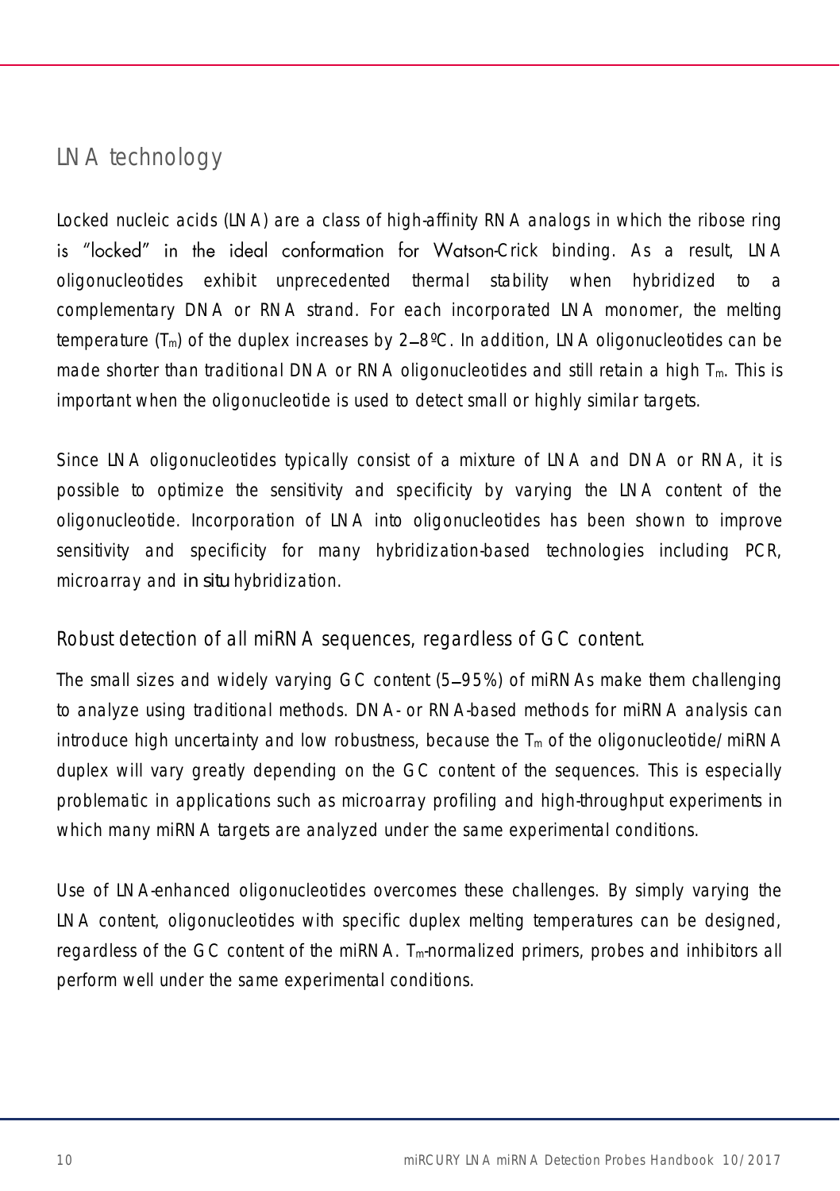## LNA technology

Locked nucleic acids (LNA) are a class of high-affinity RNA analogs in which the ribose ring is "locked" in the ideal conformation for Watson-Crick binding. As a result, LNA oligonucleotides exhibit unprecedented thermal stability when hybridized to a complementary DNA or RNA strand. For each incorporated LNA monomer, the melting temperature ($T_m$) of the duplex increases by 2–8ºC. In addition, LNA oligonucleotides can be made shorter than traditional DNA or RNA oligonucleotides and still retain a high $T_m$. This is important when the oligonucleotide is used to detect small or highly similar targets.

Since LNA oligonucleotides typically consist of a mixture of LNA and DNA or RNA, it is possible to optimize the sensitivity and specificity by varying the LNA content of the oligonucleotide. Incorporation of LNA into oligonucleotides has been shown to improve sensitivity and specificity for many hybridization-based technologies including PCR, microarray and *in situ* hybridization.

### Robust detection of all miRNA sequences, regardless of GC content.

The small sizes and widely varying GC content (5–95%) of miRNAs make them challenging to analyze using traditional methods. DNA- or RNA-based methods for miRNA analysis can introduce high uncertainty and low robustness, because the $T_m$ of the oligonucleotide/miRNA duplex will vary greatly depending on the GC content of the sequences. This is especially problematic in applications such as microarray profiling and high-throughput experiments in which many miRNA targets are analyzed under the same experimental conditions.

Use of LNA-enhanced oligonucleotides overcomes these challenges. By simply varying the LNA content, oligonucleotides with specific duplex melting temperatures can be designed, regardless of the GC content of the miRNA. $T_m$-normalized primers, probes and inhibitors all perform well under the same experimental conditions.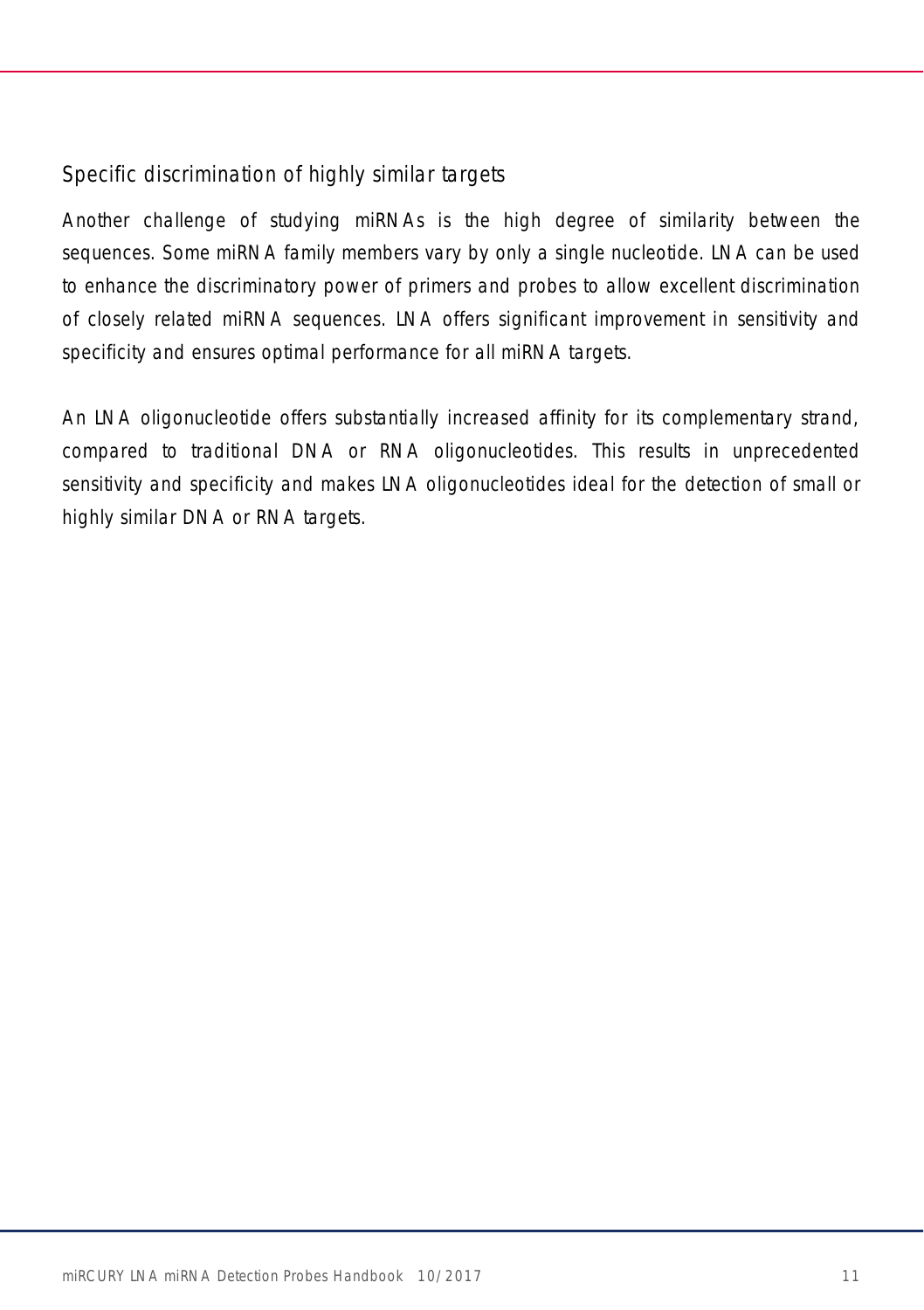## Specific discrimination of highly similar targets

Another challenge of studying miRNAs is the high degree of similarity between the sequences. Some miRNA family members vary by only a single nucleotide. LNA can be used to enhance the discriminatory power of primers and probes to allow excellent discrimination of closely related miRNA sequences. LNA offers significant improvement in sensitivity and specificity and ensures optimal performance for all miRNA targets.

An LNA oligonucleotide offers substantially increased affinity for its complementary strand, compared to traditional DNA or RNA oligonucleotides. This results in unprecedented sensitivity and specificity and makes LNA oligonucleotides ideal for the detection of small or highly similar DNA or RNA targets.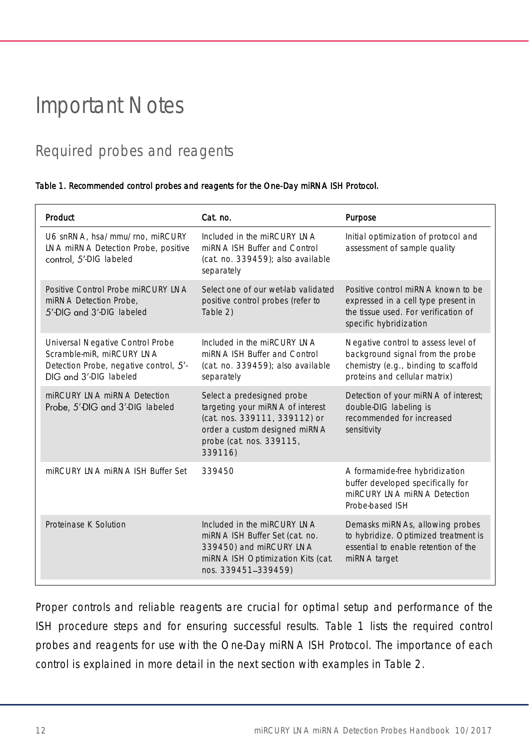# Important Notes

## Required probes and reagents

**Table 1. Recommended control probes and reagents for the One-Day miRNA ISH Protocol.**

| Product | Cat. no. | Purpose |
|---|---|---|
| U6 snRNA, hsa/mmu/rno, miRCURY LNA miRNA Detection Probe, positive control, 5′-DIG labeled | Included in the miRCURY LNA miRNA ISH Buffer and Control (cat. no. 339459); also available separately | Initial optimization of protocol and assessment of sample quality |
| Positive Control Probe miRCURY LNA miRNA Detection Probe, 5′-DIG and 3′-DIG labeled | Select one of our wet-lab validated positive control probes (refer to Table 2) | Positive control miRNA known to be expressed in a cell type present in the tissue used. For verification of specific hybridization |
| Universal Negative Control Probe Scramble-miR, miRCURY LNA Detection Probe, negative control, 5′-DIG and 3′-DIG labeled | Included in the miRCURY LNA miRNA ISH Buffer and Control (cat. no. 339459); also available separately | Negative control to assess level of background signal from the probe chemistry (e.g., binding to scaffold proteins and cellular matrix) |
| miRCURY LNA miRNA Detection Probe, 5′-DIG and 3′-DIG labeled | Select a predesigned probe targeting your miRNA of interest (cat. nos. 339111, 339112) or order a custom designed miRNA probe (cat. nos. 339115, 339116) | Detection of your miRNA of interest; double-DIG labeling is recommended for increased sensitivity |
| miRCURY LNA miRNA ISH Buffer Set | 339450 | A formamide-free hybridization buffer developed specifically for miRCURY LNA miRNA Detection Probe-based ISH |
| Proteinase K Solution | Included in the miRCURY LNA miRNA ISH Buffer Set (cat. no. 339450) and miRCURY LNA miRNA ISH Optimization Kits (cat. nos. 339451–339459) | Demasks miRNAs, allowing probes to hybridize. Optimized treatment is essential to enable retention of the miRNA target |

Proper controls and reliable reagents are crucial for optimal setup and performance of the ISH procedure steps and for ensuring successful results. Table 1 lists the required control probes and reagents for use with the One-Day miRNA ISH Protocol. The importance of each control is explained in more detail in the next section with examples in Table 2.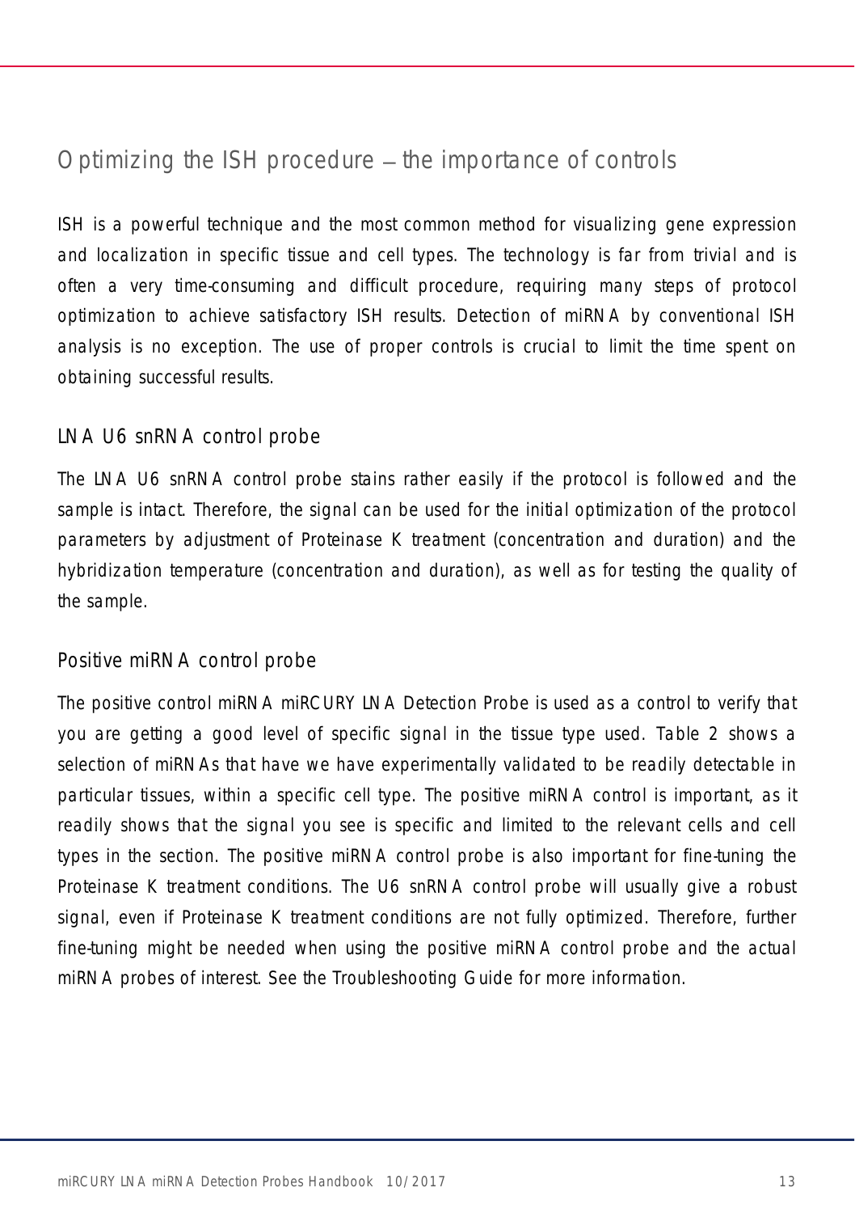## Optimizing the ISH procedure – the importance of controls

ISH is a powerful technique and the most common method for visualizing gene expression and localization in specific tissue and cell types. The technology is far from trivial and is often a very time-consuming and difficult procedure, requiring many steps of protocol optimization to achieve satisfactory ISH results. Detection of miRNA by conventional ISH analysis is no exception. The use of proper controls is crucial to limit the time spent on obtaining successful results.

### LNA U6 snRNA control probe

The LNA U6 snRNA control probe stains rather easily if the protocol is followed and the sample is intact. Therefore, the signal can be used for the initial optimization of the protocol parameters by adjustment of Proteinase K treatment (concentration and duration) and the hybridization temperature (concentration and duration), as well as for testing the quality of the sample.

### Positive miRNA control probe

The positive control miRNA miRCURY LNA Detection Probe is used as a control to verify that you are getting a good level of specific signal in the tissue type used. Table 2 shows a selection of miRNAs that have we have experimentally validated to be readily detectable in particular tissues, within a specific cell type. The positive miRNA control is important, as it readily shows that the signal you see is specific and limited to the relevant cells and cell types in the section. The positive miRNA control probe is also important for fine-tuning the Proteinase K treatment conditions. The U6 snRNA control probe will usually give a robust signal, even if Proteinase K treatment conditions are not fully optimized. Therefore, further fine-tuning might be needed when using the positive miRNA control probe and the actual miRNA probes of interest. See the Troubleshooting Guide for more information.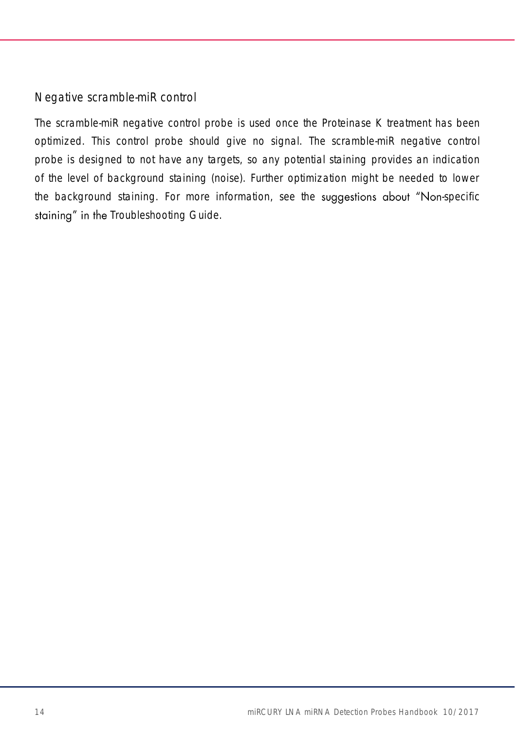### Negative scramble-miR control

The scramble-miR negative control probe is used once the Proteinase K treatment has been optimized. This control probe should give no signal. The scramble-miR negative control probe is designed to not have any targets, so any potential staining provides an indication of the level of background staining (noise). Further optimization might be needed to lower the background staining. For more information, see the suggestions about "Non-specific staining" in the Troubleshooting Guide.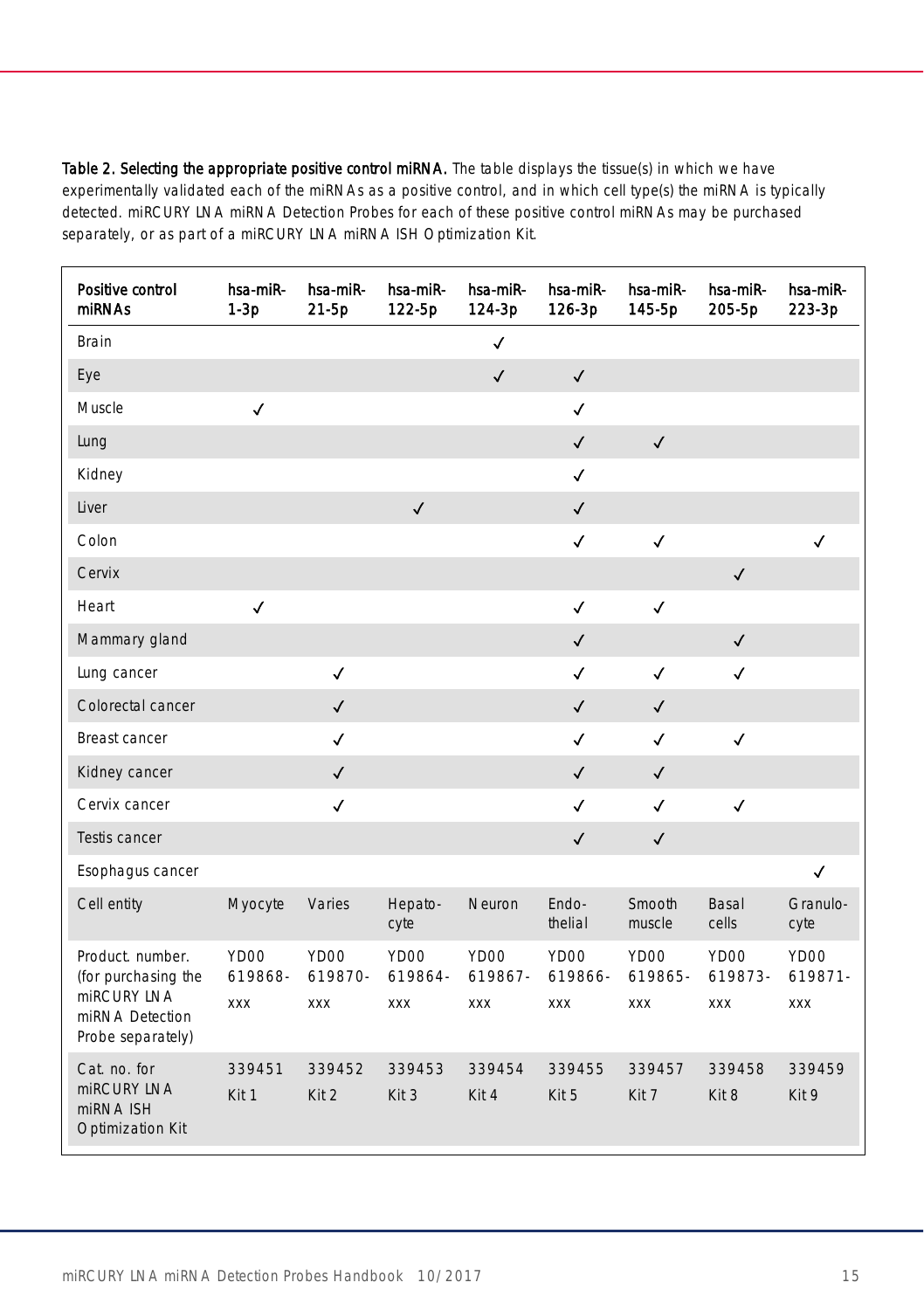**Table 2. Selecting the appropriate positive control miRNA.** The table displays the tissue(s) in which we have experimentally validated each of the miRNAs as a positive control, and in which cell type(s) the miRNA is typically detected. miRCURY LNA miRNA Detection Probes for each of these positive control miRNAs may be purchased separately, or as part of a miRCURY LNA miRNA ISH Optimization Kit.

| Positive control miRNAs | hsa-miR-1-3p | hsa-miR-21-5p | hsa-miR-122-5p | hsa-miR-124-3p | hsa-miR-126-3p | hsa-miR-145-5p | hsa-miR-205-5p | hsa-miR-223-3p |
|---|---|---|---|---|---|---|---|---|
| Brain | | | | ✓ | | | | |
| Eye | | | | ✓ | ✓ | | | |
| Muscle | ✓ | | | | ✓ | | | |
| Lung | | | | | ✓ | ✓ | | |
| Kidney | | | | | ✓ | | | |
| Liver | | | ✓ | | ✓ | | | |
| Colon | | | | | ✓ | ✓ | | ✓ |
| Cervix | | | | | | | ✓ | |
| Heart | ✓ | | | | ✓ | ✓ | | |
| Mammary gland | | | | | ✓ | | ✓ | |
| Lung cancer | | ✓ | | | ✓ | ✓ | ✓ | |
| Colorectal cancer | | ✓ | | | ✓ | ✓ | | |
| Breast cancer | | ✓ | | | ✓ | ✓ | ✓ | |
| Kidney cancer | | ✓ | | | ✓ | ✓ | | |
| Cervix cancer | | ✓ | | | ✓ | ✓ | ✓ | |
| Testis cancer | | | | | ✓ | ✓ | | |
| Esophagus cancer | | | | | | | | ✓ |
| Cell entity | Myocyte | Varies | Hepato-cyte | Neuron | Endo-thelial | Smooth muscle | Basal cells | Granulo-cyte |
| Product. number. (for purchasing the miRCURY LNA miRNA Detection Probe separately) | YD00 619868-xxx | YD00 619870-xxx | YD00 619864-xxx | YD00 619867-xxx | YD00 619866-xxx | YD00 619865-xxx | YD00 619873-xxx | YD00 619871-xxx |
| Cat. no. for miRCURY LNA miRNA ISH Optimization Kit | 339451 Kit 1 | 339452 Kit 2 | 339453 Kit 3 | 339454 Kit 4 | 339455 Kit 5 | 339457 Kit 7 | 339458 Kit 8 | 339459 Kit 9 |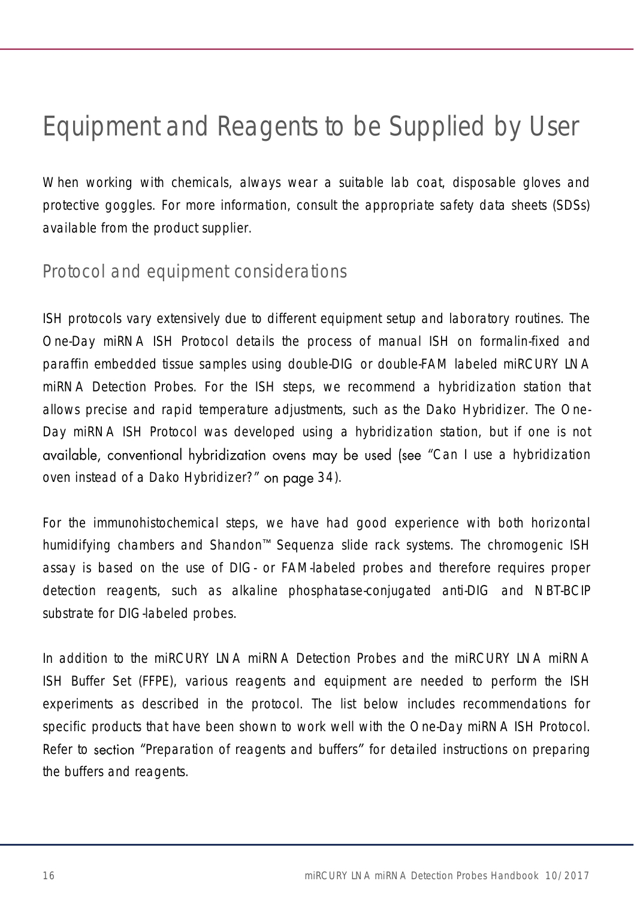# Equipment and Reagents to be Supplied by User

When working with chemicals, always wear a suitable lab coat, disposable gloves and protective goggles. For more information, consult the appropriate safety data sheets (SDSs) available from the product supplier.

## Protocol and equipment considerations

ISH protocols vary extensively due to different equipment setup and laboratory routines. The One-Day miRNA ISH Protocol details the process of manual ISH on formalin-fixed and paraffin embedded tissue samples using double-DIG or double-FAM labeled miRCURY LNA miRNA Detection Probes. For the ISH steps, we recommend a hybridization station that allows precise and rapid temperature adjustments, such as the Dako Hybridizer. The One-Day miRNA ISH Protocol was developed using a hybridization station, but if one is not available, conventional hybridization ovens may be used (see "Can I use a hybridization oven instead of a Dako Hybridizer?" on page 34).

For the immunohistochemical steps, we have had good experience with both horizontal humidifying chambers and Shandon™ Sequenza slide rack systems. The chromogenic ISH assay is based on the use of DIG- or FAM-labeled probes and therefore requires proper detection reagents, such as alkaline phosphatase-conjugated anti-DIG and NBT-BCIP substrate for DIG-labeled probes.

In addition to the miRCURY LNA miRNA Detection Probes and the miRCURY LNA miRNA ISH Buffer Set (FFPE), various reagents and equipment are needed to perform the ISH experiments as described in the protocol. The list below includes recommendations for specific products that have been shown to work well with the One-Day miRNA ISH Protocol. Refer to section "Preparation of reagents and buffers" for detailed instructions on preparing the buffers and reagents.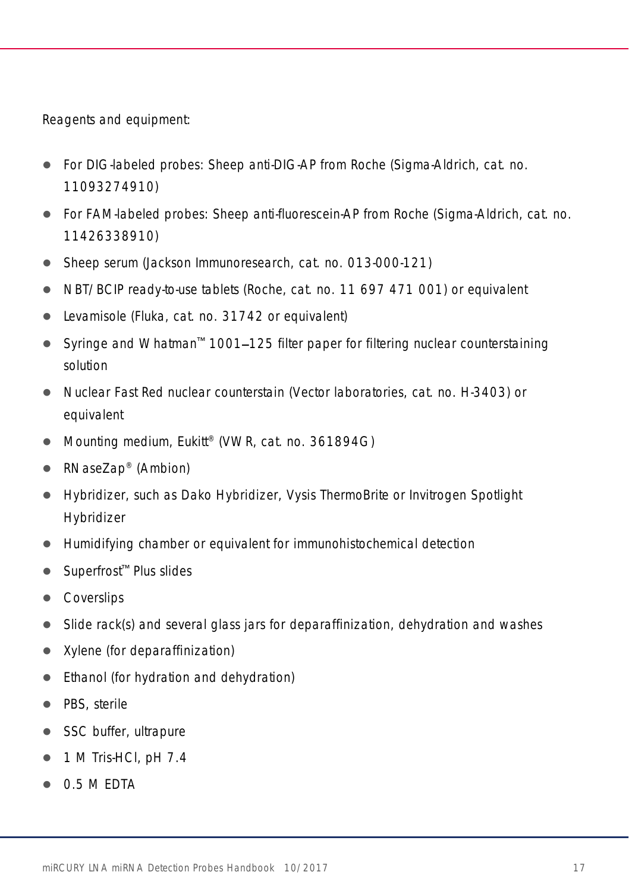Reagents and equipment:

- For DIG-labeled probes: Sheep anti-DIG-AP from Roche (Sigma-Aldrich, cat. no. 11093274910)
- For FAM-labeled probes: Sheep anti-fluorescein-AP from Roche (Sigma-Aldrich, cat. no. 11426338910)
- Sheep serum (Jackson Immunoresearch, cat. no. 013-000-121)
- NBT/BCIP ready-to-use tablets (Roche, cat. no. 11 697 471 001) or equivalent
- Levamisole (Fluka, cat. no. 31742 or equivalent)
- Syringe and Whatman™ 1001–125 filter paper for filtering nuclear counterstaining solution
- Nuclear Fast Red nuclear counterstain (Vector laboratories, cat. no. H-3403) or equivalent
- Mounting medium, Eukitt® (VWR, cat. no. 361894G)
- RNaseZap® (Ambion)
- Hybridizer, such as Dako Hybridizer, Vysis ThermoBrite or Invitrogen Spotlight Hybridizer
- Humidifying chamber or equivalent for immunohistochemical detection
- Superfrost™ Plus slides
- Coverslips
- Slide rack(s) and several glass jars for deparaffinization, dehydration and washes
- Xylene (for deparaffinization)
- Ethanol (for hydration and dehydration)
- PBS, sterile
- SSC buffer, ultrapure
- 1 M Tris-HCl, pH 7.4
- 0.5 M EDTA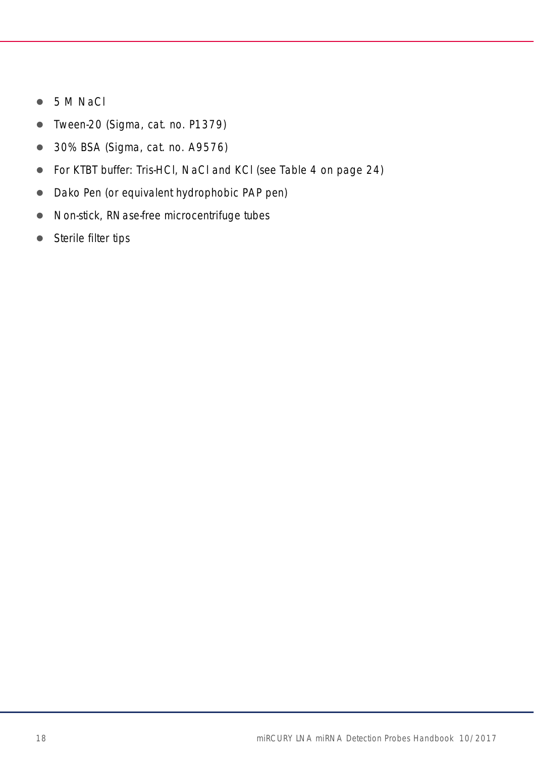- 5 M NaCl
- Tween-20 (Sigma, cat. no. P1379)
- 30% BSA (Sigma, cat. no. A9576)
- For KTBT buffer: Tris-HCl, NaCl and KCl (see Table 4 on page 24)
- Dako Pen (or equivalent hydrophobic PAP pen)
- Non-stick, RNase-free microcentrifuge tubes
- Sterile filter tips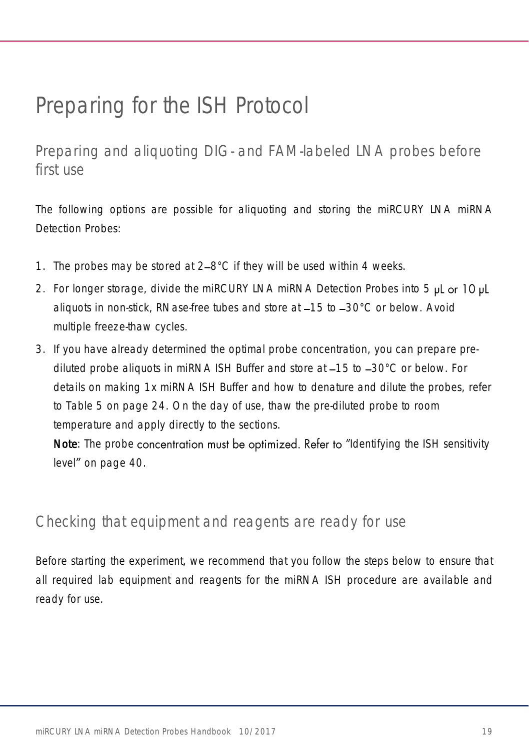# Preparing for the ISH Protocol

## Preparing and aliquoting DIG- and FAM-labeled LNA probes before first use

The following options are possible for aliquoting and storing the miRCURY LNA miRNA Detection Probes:

1. The probes may be stored at 2–8°C if they will be used within 4 weeks.
2. For longer storage, divide the miRCURY LNA miRNA Detection Probes into 5 µL or 10 µL aliquots in non-stick, RNase-free tubes and store at –15 to –30°C or below. Avoid multiple freeze-thaw cycles.
3. If you have already determined the optimal probe concentration, you can prepare pre-diluted probe aliquots in miRNA ISH Buffer and store at –15 to –30°C or below. For details on making 1x miRNA ISH Buffer and how to denature and dilute the probes, refer to Table 5 on page 24. On the day of use, thaw the pre-diluted probe to room temperature and apply directly to the sections.

   **Note**: The probe concentration must be optimized. Refer to "Identifying the ISH sensitivity level" on page 40.

## Checking that equipment and reagents are ready for use

Before starting the experiment, we recommend that you follow the steps below to ensure that all required lab equipment and reagents for the miRNA ISH procedure are available and ready for use.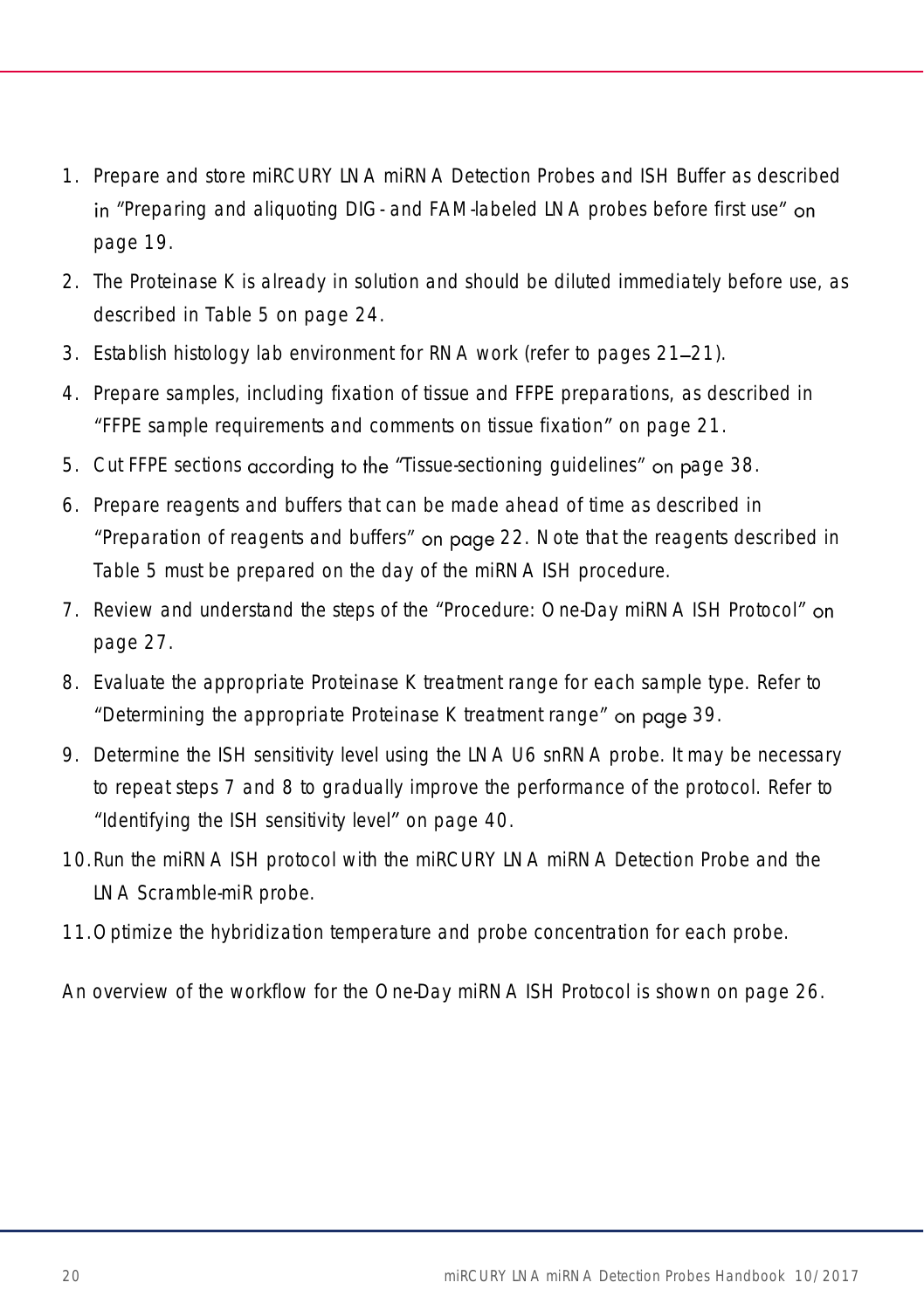1. Prepare and store miRCURY LNA miRNA Detection Probes and ISH Buffer as described in "Preparing and aliquoting DIG- and FAM-labeled LNA probes before first use" on page 19.
2. The Proteinase K is already in solution and should be diluted immediately before use, as described in Table 5 on page 24.
3. Establish histology lab environment for RNA work (refer to pages 21–21).
4. Prepare samples, including fixation of tissue and FFPE preparations, as described in "FFPE sample requirements and comments on tissue fixation" on page 21.
5. Cut FFPE sections according to the "Tissue-sectioning guidelines" on page 38.
6. Prepare reagents and buffers that can be made ahead of time as described in "Preparation of reagents and buffers" on page 22. Note that the reagents described in Table 5 must be prepared on the day of the miRNA ISH procedure.
7. Review and understand the steps of the "Procedure: One-Day miRNA ISH Protocol" on page 27.
8. Evaluate the appropriate Proteinase K treatment range for each sample type. Refer to "Determining the appropriate Proteinase K treatment range" on page 39.
9. Determine the ISH sensitivity level using the LNA U6 snRNA probe. It may be necessary to repeat steps 7 and 8 to gradually improve the performance of the protocol. Refer to "Identifying the ISH sensitivity level" on page 40.
10. Run the miRNA ISH protocol with the miRCURY LNA miRNA Detection Probe and the LNA Scramble-miR probe.
11. Optimize the hybridization temperature and probe concentration for each probe.

An overview of the workflow for the One-Day miRNA ISH Protocol is shown on page 26.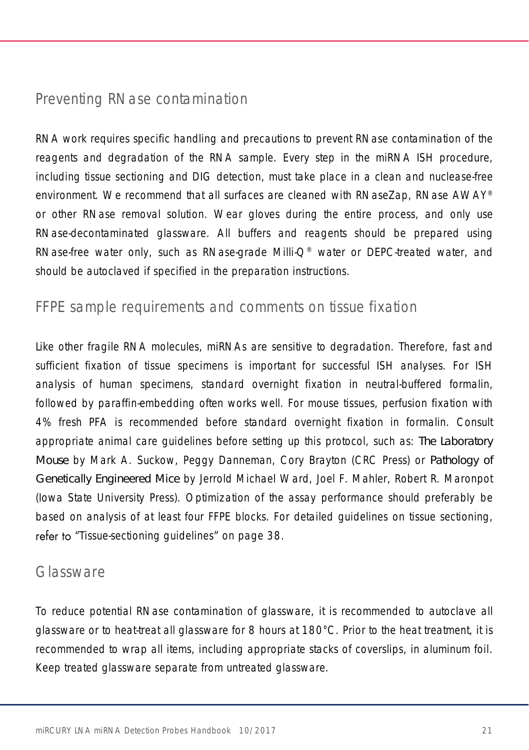## Preventing RNase contamination

RNA work requires specific handling and precautions to prevent RNase contamination of the reagents and degradation of the RNA sample. Every step in the miRNA ISH procedure, including tissue sectioning and DIG detection, must take place in a clean and nuclease-free environment. We recommend that all surfaces are cleaned with RNaseZap, RNase AWAY® or other RNase removal solution. Wear gloves during the entire process, and only use RNase-decontaminated glassware. All buffers and reagents should be prepared using RNase-free water only, such as RNase-grade Milli-Q® water or DEPC-treated water, and should be autoclaved if specified in the preparation instructions.

## FFPE sample requirements and comments on tissue fixation

Like other fragile RNA molecules, miRNAs are sensitive to degradation. Therefore, fast and sufficient fixation of tissue specimens is important for successful ISH analyses. For ISH analysis of human specimens, standard overnight fixation in neutral-buffered formalin, followed by paraffin-embedding often works well. For mouse tissues, perfusion fixation with 4% fresh PFA is recommended before standard overnight fixation in formalin. Consult appropriate animal care guidelines before setting up this protocol, such as: The Laboratory Mouse by Mark A. Suckow, Peggy Danneman, Cory Brayton (CRC Press) or Pathology of Genetically Engineered Mice by Jerrold Michael Ward, Joel F. Mahler, Robert R. Maronpot (Iowa State University Press). Optimization of the assay performance should preferably be based on analysis of at least four FFPE blocks. For detailed guidelines on tissue sectioning, refer to "Tissue-sectioning guidelines" on page 38.

## Glassware

To reduce potential RNase contamination of glassware, it is recommended to autoclave all glassware or to heat-treat all glassware for 8 hours at 180°C. Prior to the heat treatment, it is recommended to wrap all items, including appropriate stacks of coverslips, in aluminum foil. Keep treated glassware separate from untreated glassware.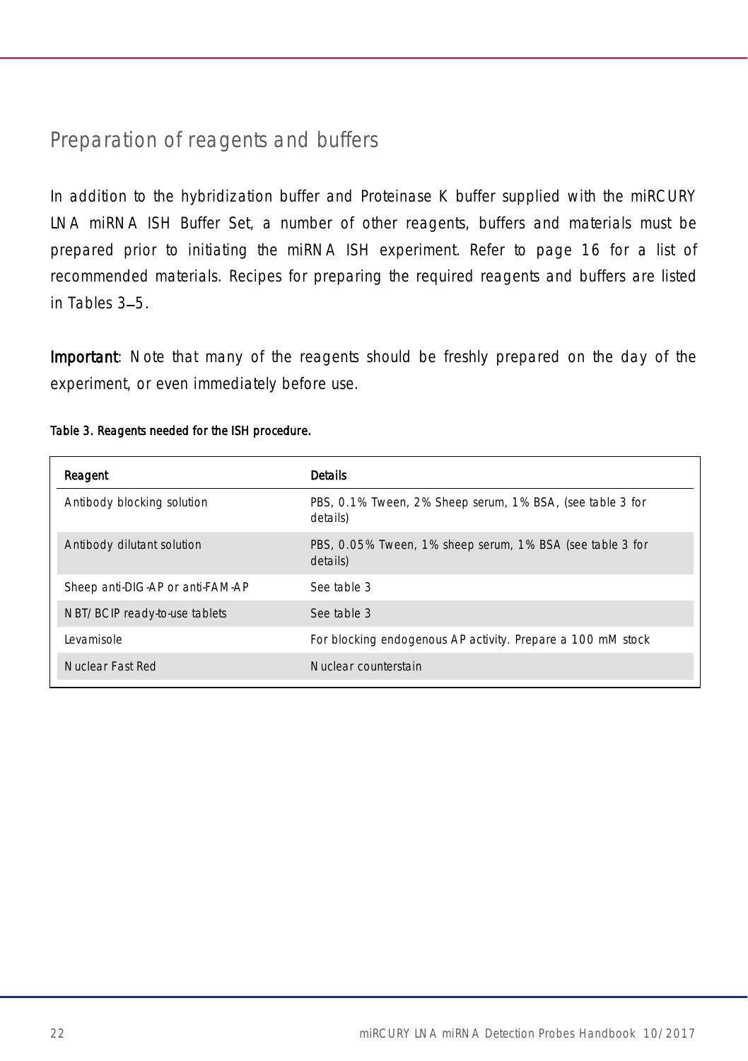## Preparation of reagents and buffers

In addition to the hybridization buffer and Proteinase K buffer supplied with the miRCURY LNA miRNA ISH Buffer Set, a number of other reagents, buffers and materials must be prepared prior to initiating the miRNA ISH experiment. Refer to page 16 for a list of recommended materials. Recipes for preparing the required reagents and buffers are listed in Tables 3–5.

**Important**: Note that many of the reagents should be freshly prepared on the day of the experiment, or even immediately before use.

**Table 3. Reagents needed for the ISH procedure.**

| Reagent | Details |
|---|---|
| Antibody blocking solution | PBS, 0.1% Tween, 2% Sheep serum, 1% BSA, (see table 3 for details) |
| Antibody dilutant solution | PBS, 0.05% Tween, 1% sheep serum, 1% BSA (see table 3 for details) |
| Sheep anti-DIG-AP or anti-FAM-AP | See table 3 |
| NBT/BCIP ready-to-use tablets | See table 3 |
| Levamisole | For blocking endogenous AP activity. Prepare a 100 mM stock |
| Nuclear Fast Red | Nuclear counterstain |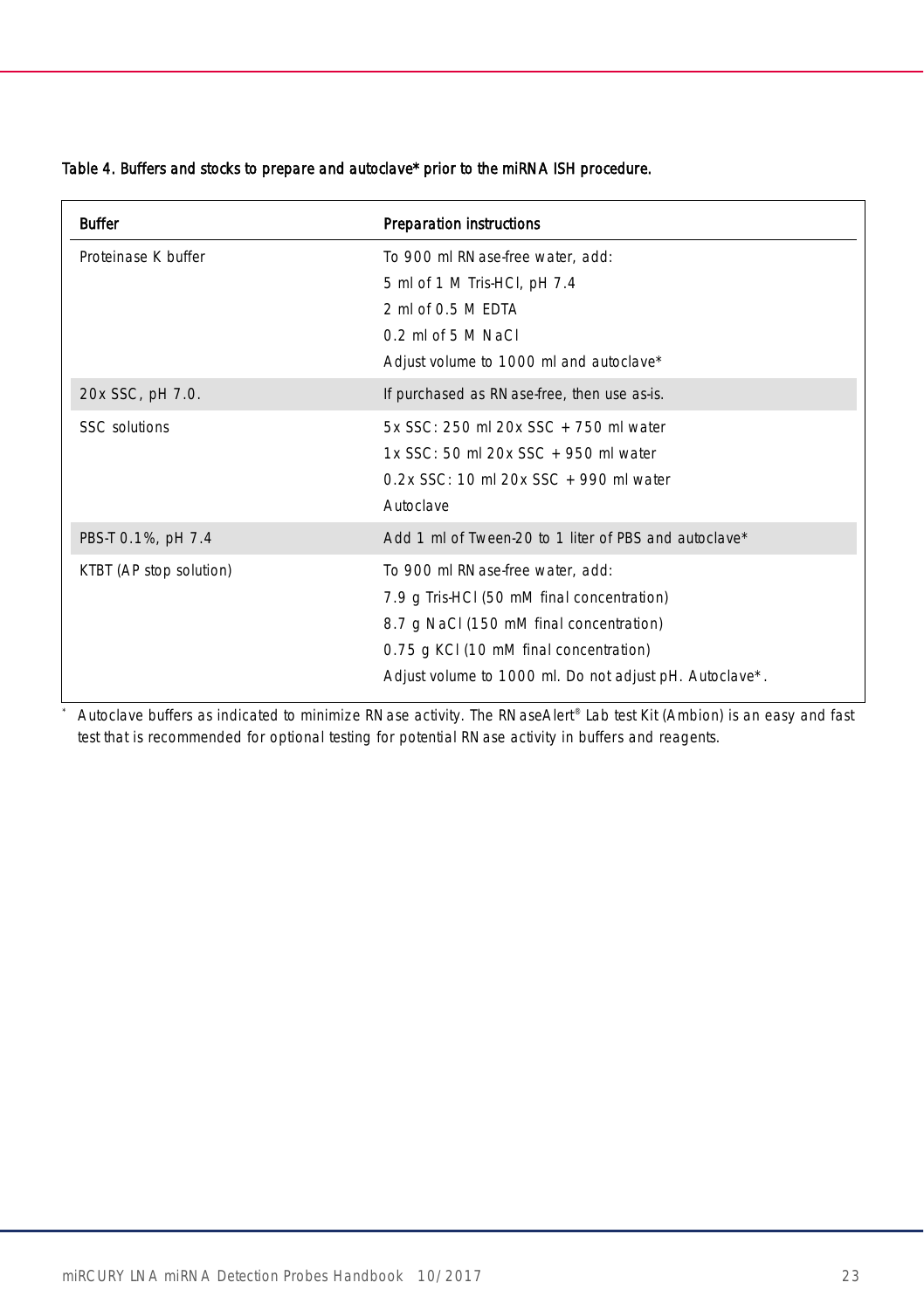**Table 4. Buffers and stocks to prepare and autoclave* prior to the miRNA ISH procedure.**

| Buffer | Preparation instructions |
| --- | --- |
| Proteinase K buffer | To 900 ml RNase-free water, add:<br>5 ml of 1 M Tris-HCl, pH 7.4<br>2 ml of 0.5 M EDTA<br>0.2 ml of 5 M NaCl<br>Adjust volume to 1000 ml and autoclave* |
| 20x SSC, pH 7.0. | If purchased as RNase-free, then use as-is. |
| SSC solutions | 5x SSC: 250 ml 20x SSC + 750 ml water<br>1x SSC: 50 ml 20x SSC + 950 ml water<br>0.2x SSC: 10 ml 20x SSC + 990 ml water<br>Autoclave |
| PBS-T 0.1%, pH 7.4 | Add 1 ml of Tween-20 to 1 liter of PBS and autoclave* |
| KTBT (AP stop solution) | To 900 ml RNase-free water, add:<br>7.9 g Tris-HCl (50 mM final concentration)<br>8.7 g NaCl (150 mM final concentration)<br>0.75 g KCl (10 mM final concentration)<br>Adjust volume to 1000 ml. Do not adjust pH. Autoclave*. |

* Autoclave buffers as indicated to minimize RNase activity. The RNaseAlert® Lab test Kit (Ambion) is an easy and fast test that is recommended for optional testing for potential RNase activity in buffers and reagents.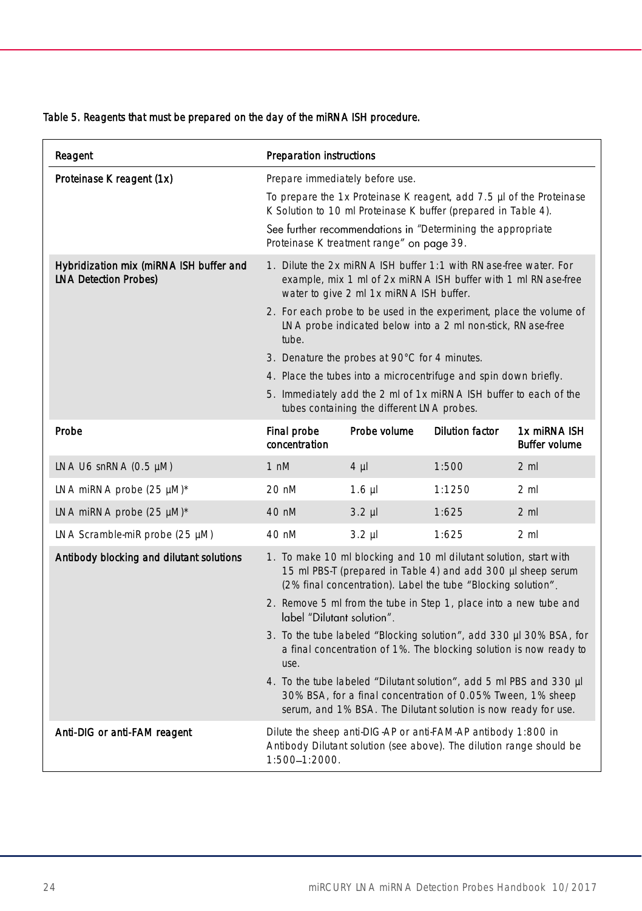**Table 5. Reagents that must be prepared on the day of the miRNA ISH procedure.**

| Reagent | Preparation instructions | | | |
|---|---|---|---|---|
| **Proteinase K reagent (1x)** | Prepare immediately before use.<br>To prepare the 1x Proteinase K reagent, add 7.5 µl of the Proteinase K Solution to 10 ml Proteinase K buffer (prepared in Table 4).<br>See further recommendations in "Determining the appropriate Proteinase K treatment range" on page 39. | | | |
| **Hybridization mix (miRNA ISH buffer and LNA Detection Probes)** | 1. Dilute the 2x miRNA ISH buffer 1:1 with RNase-free water. For example, mix 1 ml of 2x miRNA ISH buffer with 1 ml RNase-free water to give 2 ml 1x miRNA ISH buffer.<br>2. For each probe to be used in the experiment, place the volume of LNA probe indicated below into a 2 ml non-stick, RNase-free tube.<br>3. Denature the probes at 90°C for 4 minutes.<br>4. Place the tubes into a microcentrifuge and spin down briefly.<br>5. Immediately add the 2 ml of 1x miRNA ISH buffer to each of the tubes containing the different LNA probes. | | | |
| **Probe** | **Final probe concentration** | **Probe volume** | **Dilution factor** | **1x miRNA ISH Buffer volume** |
| LNA U6 snRNA (0.5 µM) | 1 nM | 4 µl | 1:500 | 2 ml |
| LNA miRNA probe (25 µM)* | 20 nM | 1.6 µl | 1:1250 | 2 ml |
| LNA miRNA probe (25 µM)* | 40 nM | 3.2 µl | 1:625 | 2 ml |
| LNA Scramble-miR probe (25 µM) | 40 nM | 3.2 µl | 1:625 | 2 ml |
| **Antibody blocking and dilutant solutions** | 1. To make 10 ml blocking and 10 ml dilutant solution, start with 15 ml PBS-T (prepared in Table 4) and add 300 µl sheep serum (2% final concentration). Label the tube "Blocking solution".<br>2. Remove 5 ml from the tube in Step 1, place into a new tube and label "Dilutant solution".<br>3. To the tube labeled "Blocking solution", add 330 µl 30% BSA, for a final concentration of 1%. The blocking solution is now ready to use.<br>4. To the tube labeled "Dilutant solution", add 5 ml PBS and 330 µl 30% BSA, for a final concentration of 0.05% Tween, 1% sheep serum, and 1% BSA. The Dilutant solution is now ready for use. | | | |
| **Anti-DIG or anti-FAM reagent** | Dilute the sheep anti-DIG-AP or anti-FAM-AP antibody 1:800 in Antibody Dilutant solution (see above). The dilution range should be 1:500–1:2000. | | | |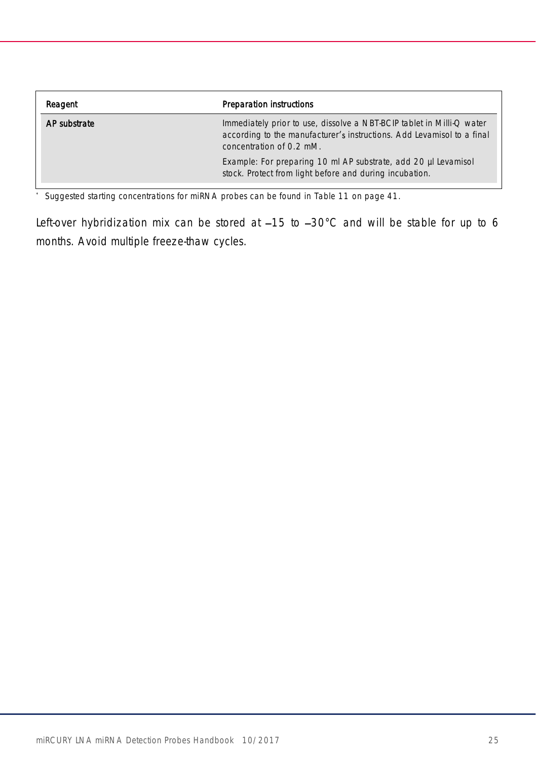| Reagent | Preparation instructions |
| --- | --- |
| AP substrate | Immediately prior to use, dissolve a NBT-BCIP tablet in Milli-Q water according to the manufacturer's instructions. Add Levamisol to a final concentration of 0.2 mM.<br><br>Example: For preparing 10 ml AP substrate, add 20 µl Levamisol stock. Protect from light before and during incubation. |

* Suggested starting concentrations for miRNA probes can be found in Table 11 on page 41.

Left-over hybridization mix can be stored at –15 to –30°C and will be stable for up to 6 months. Avoid multiple freeze-thaw cycles.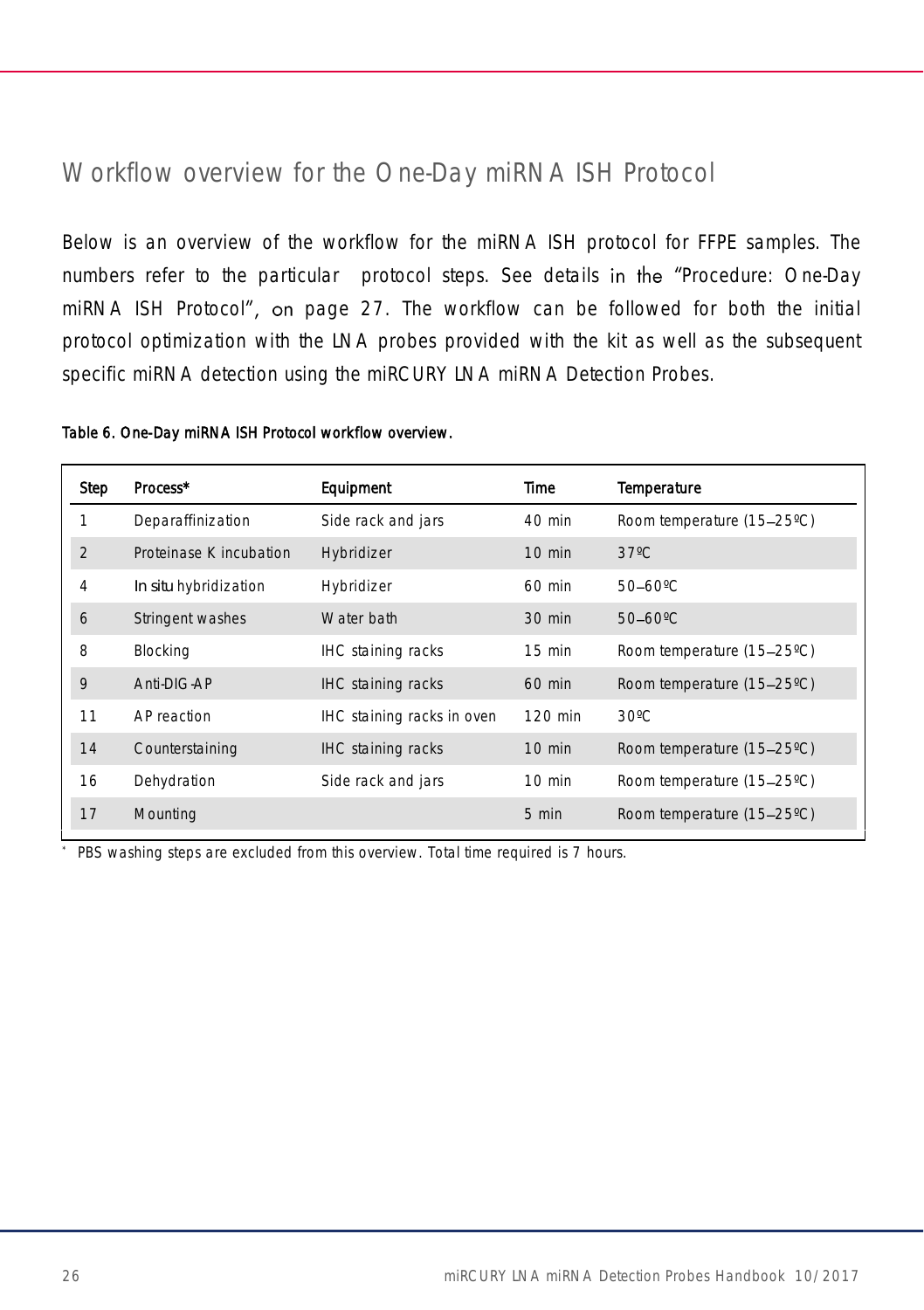## Workflow overview for the One-Day miRNA ISH Protocol

Below is an overview of the workflow for the miRNA ISH protocol for FFPE samples. The numbers refer to the particular protocol steps. See details in the "Procedure: One-Day miRNA ISH Protocol", on page 27. The workflow can be followed for both the initial protocol optimization with the LNA probes provided with the kit as well as the subsequent specific miRNA detection using the miRCURY LNA miRNA Detection Probes.

**Table 6. One-Day miRNA ISH Protocol workflow overview.**

| Step | Process* | Equipment | Time | Temperature |
|---|---|---|---|---|
| 1 | Deparaffinization | Side rack and jars | 40 min | Room temperature (15–25ºC) |
| 2 | Proteinase K incubation | Hybridizer | 10 min | 37ºC |
| 4 | *In situ* hybridization | Hybridizer | 60 min | 50–60ºC |
| 6 | Stringent washes | Water bath | 30 min | 50–60ºC |
| 8 | Blocking | IHC staining racks | 15 min | Room temperature (15–25ºC) |
| 9 | Anti-DIG-AP | IHC staining racks | 60 min | Room temperature (15–25ºC) |
| 11 | AP reaction | IHC staining racks in oven | 120 min | 30ºC |
| 14 | Counterstaining | IHC staining racks | 10 min | Room temperature (15–25ºC) |
| 16 | Dehydration | Side rack and jars | 10 min | Room temperature (15–25ºC) |
| 17 | Mounting | | 5 min | Room temperature (15–25ºC) |

\* PBS washing steps are excluded from this overview. Total time required is 7 hours.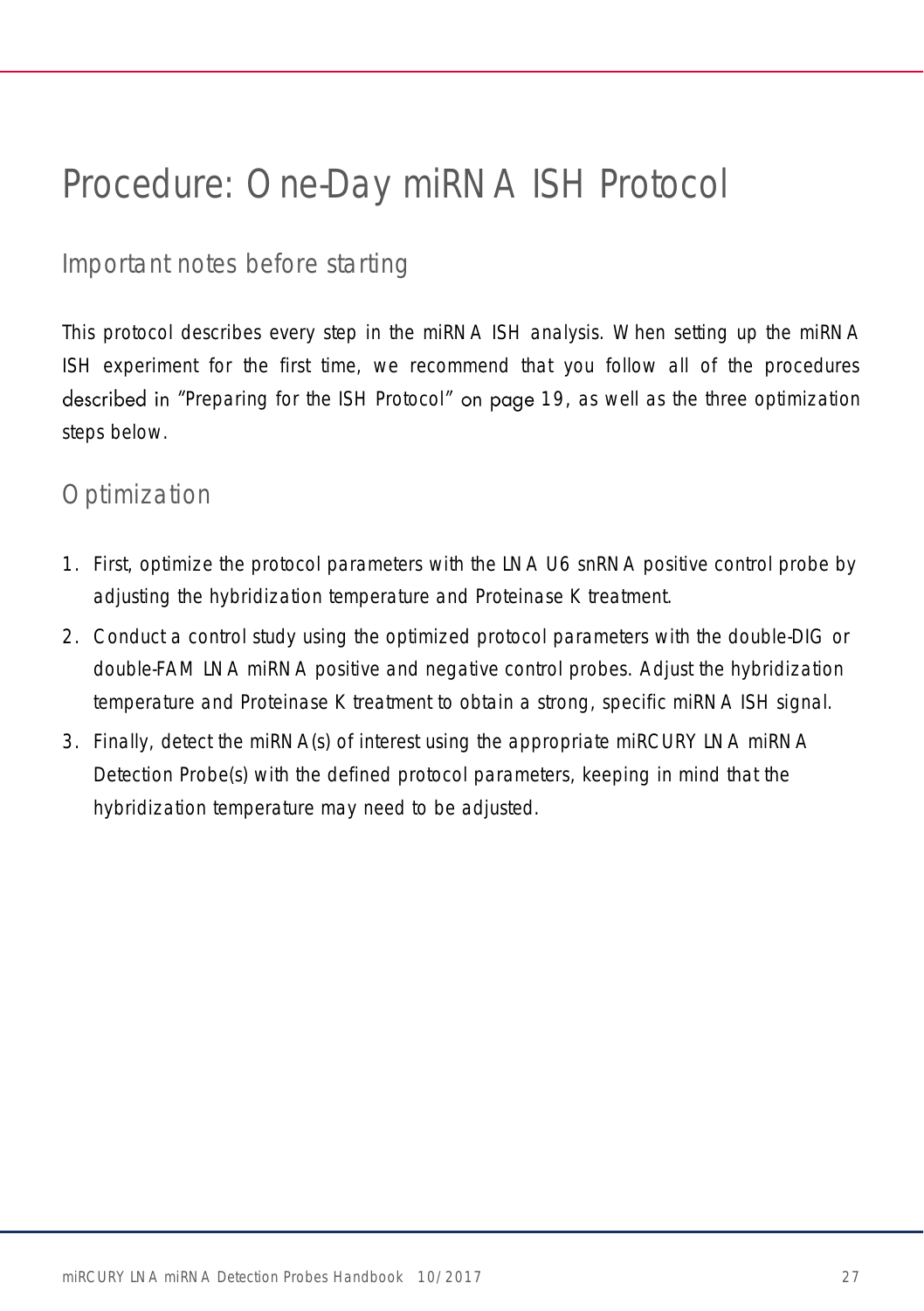# Procedure: One-Day miRNA ISH Protocol

## Important notes before starting

This protocol describes every step in the miRNA ISH analysis. When setting up the miRNA ISH experiment for the first time, we recommend that you follow all of the procedures described in "Preparing for the ISH Protocol" on page 19, as well as the three optimization steps below.

## Optimization

1. First, optimize the protocol parameters with the LNA U6 snRNA positive control probe by adjusting the hybridization temperature and Proteinase K treatment.
2. Conduct a control study using the optimized protocol parameters with the double-DIG or double-FAM LNA miRNA positive and negative control probes. Adjust the hybridization temperature and Proteinase K treatment to obtain a strong, specific miRNA ISH signal.
3. Finally, detect the miRNA(s) of interest using the appropriate miRCURY LNA miRNA Detection Probe(s) with the defined protocol parameters, keeping in mind that the hybridization temperature may need to be adjusted.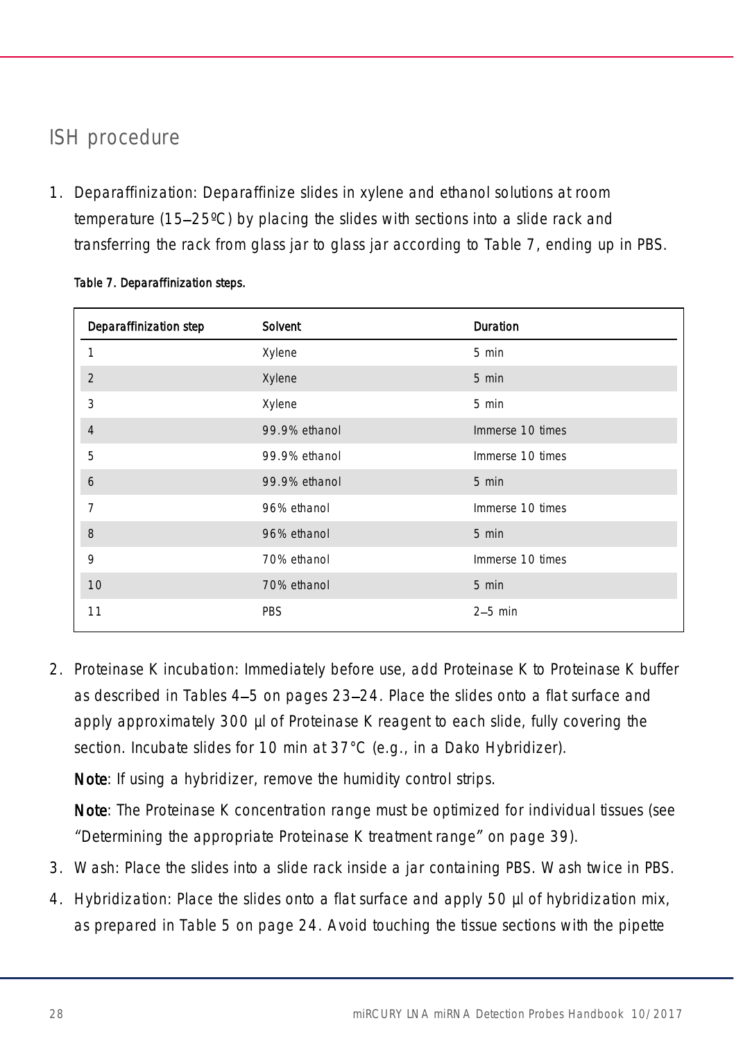## ISH procedure

1. Deparaffinization: Deparaffinize slides in xylene and ethanol solutions at room temperature (15–25ºC) by placing the slides with sections into a slide rack and transferring the rack from glass jar to glass jar according to Table 7, ending up in PBS.

**Table 7. Deparaffinization steps.**

| Deparaffinization step | Solvent | Duration |
|---|---|---|
| 1 | Xylene | 5 min |
| 2 | Xylene | 5 min |
| 3 | Xylene | 5 min |
| 4 | 99.9% ethanol | Immerse 10 times |
| 5 | 99.9% ethanol | Immerse 10 times |
| 6 | 99.9% ethanol | 5 min |
| 7 | 96% ethanol | Immerse 10 times |
| 8 | 96% ethanol | 5 min |
| 9 | 70% ethanol | Immerse 10 times |
| 10 | 70% ethanol | 5 min |
| 11 | PBS | 2–5 min |

2. Proteinase K incubation: Immediately before use, add Proteinase K to Proteinase K buffer as described in Tables 4–5 on pages 23–24. Place the slides onto a flat surface and apply approximately 300 µl of Proteinase K reagent to each slide, fully covering the section. Incubate slides for 10 min at 37°C (e.g., in a Dako Hybridizer).

   **Note**: If using a hybridizer, remove the humidity control strips.

   **Note**: The Proteinase K concentration range must be optimized for individual tissues (see "Determining the appropriate Proteinase K treatment range" on page 39).

3. Wash: Place the slides into a slide rack inside a jar containing PBS. Wash twice in PBS.
4. Hybridization: Place the slides onto a flat surface and apply 50 µl of hybridization mix, as prepared in Table 5 on page 24. Avoid touching the tissue sections with the pipette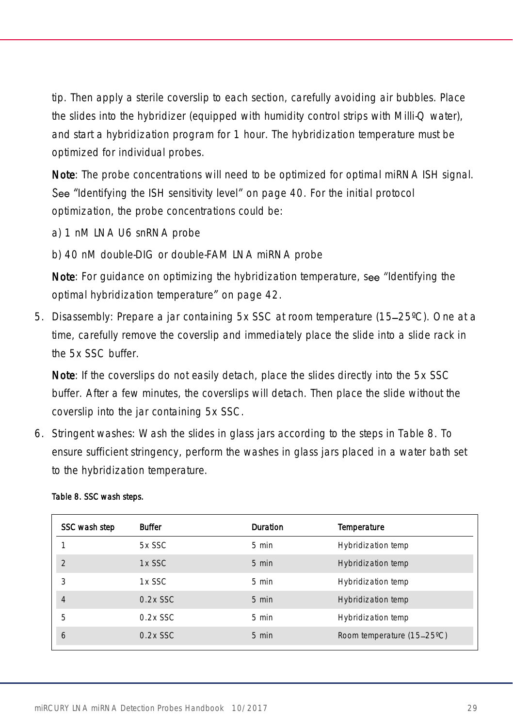tip. Then apply a sterile coverslip to each section, carefully avoiding air bubbles. Place the slides into the hybridizer (equipped with humidity control strips with Milli-Q water), and start a hybridization program for 1 hour. The hybridization temperature must be optimized for individual probes.

**Note**: The probe concentrations will need to be optimized for optimal miRNA ISH signal. See "Identifying the ISH sensitivity level" on page 40. For the initial protocol optimization, the probe concentrations could be:

a) 1 nM LNA U6 snRNA probe

b) 40 nM double-DIG or double-FAM LNA miRNA probe

**Note**: For guidance on optimizing the hybridization temperature, see "Identifying the optimal hybridization temperature" on page 42.

5. Disassembly: Prepare a jar containing 5x SSC at room temperature (15–25ºC). One at a time, carefully remove the coverslip and immediately place the slide into a slide rack in the 5x SSC buffer.

   **Note**: If the coverslips do not easily detach, place the slides directly into the 5x SSC buffer. After a few minutes, the coverslips will detach. Then place the slide without the coverslip into the jar containing 5x SSC.

6. Stringent washes: Wash the slides in glass jars according to the steps in Table 8. To ensure sufficient stringency, perform the washes in glass jars placed in a water bath set to the hybridization temperature.

**Table 8. SSC wash steps.**

| SSC wash step | Buffer | Duration | Temperature |
|---|---|---|---|
| 1 | 5x SSC | 5 min | Hybridization temp |
| 2 | 1x SSC | 5 min | Hybridization temp |
| 3 | 1x SSC | 5 min | Hybridization temp |
| 4 | 0.2x SSC | 5 min | Hybridization temp |
| 5 | 0.2x SSC | 5 min | Hybridization temp |
| 6 | 0.2x SSC | 5 min | Room temperature (15–25ºC) |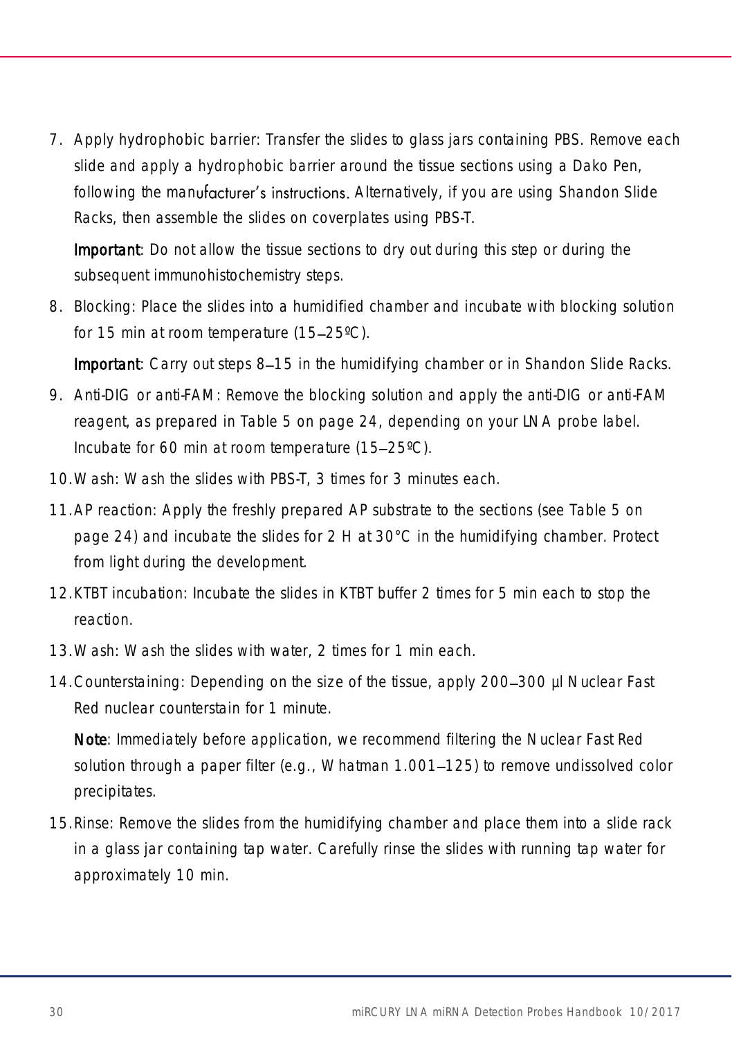7. Apply hydrophobic barrier: Transfer the slides to glass jars containing PBS. Remove each slide and apply a hydrophobic barrier around the tissue sections using a Dako Pen, following the manufacturer's instructions. Alternatively, if you are using Shandon Slide Racks, then assemble the slides on coverplates using PBS-T.

   **Important**: Do not allow the tissue sections to dry out during this step or during the subsequent immunohistochemistry steps.

8. Blocking: Place the slides into a humidified chamber and incubate with blocking solution for 15 min at room temperature (15–25ºC).

   **Important**: Carry out steps 8–15 in the humidifying chamber or in Shandon Slide Racks.

9. Anti-DIG or anti-FAM: Remove the blocking solution and apply the anti-DIG or anti-FAM reagent, as prepared in Table 5 on page 24, depending on your LNA probe label. Incubate for 60 min at room temperature (15–25ºC).

10. Wash: Wash the slides with PBS-T, 3 times for 3 minutes each.

11. AP reaction: Apply the freshly prepared AP substrate to the sections (see Table 5 on page 24) and incubate the slides for 2 H at 30°C in the humidifying chamber. Protect from light during the development.

12. KTBT incubation: Incubate the slides in KTBT buffer 2 times for 5 min each to stop the reaction.

13. Wash: Wash the slides with water, 2 times for 1 min each.

14. Counterstaining: Depending on the size of the tissue, apply 200–300 µl Nuclear Fast Red nuclear counterstain for 1 minute.

    **Note**: Immediately before application, we recommend filtering the Nuclear Fast Red solution through a paper filter (e.g., Whatman 1.001–125) to remove undissolved color precipitates.

15. Rinse: Remove the slides from the humidifying chamber and place them into a slide rack in a glass jar containing tap water. Carefully rinse the slides with running tap water for approximately 10 min.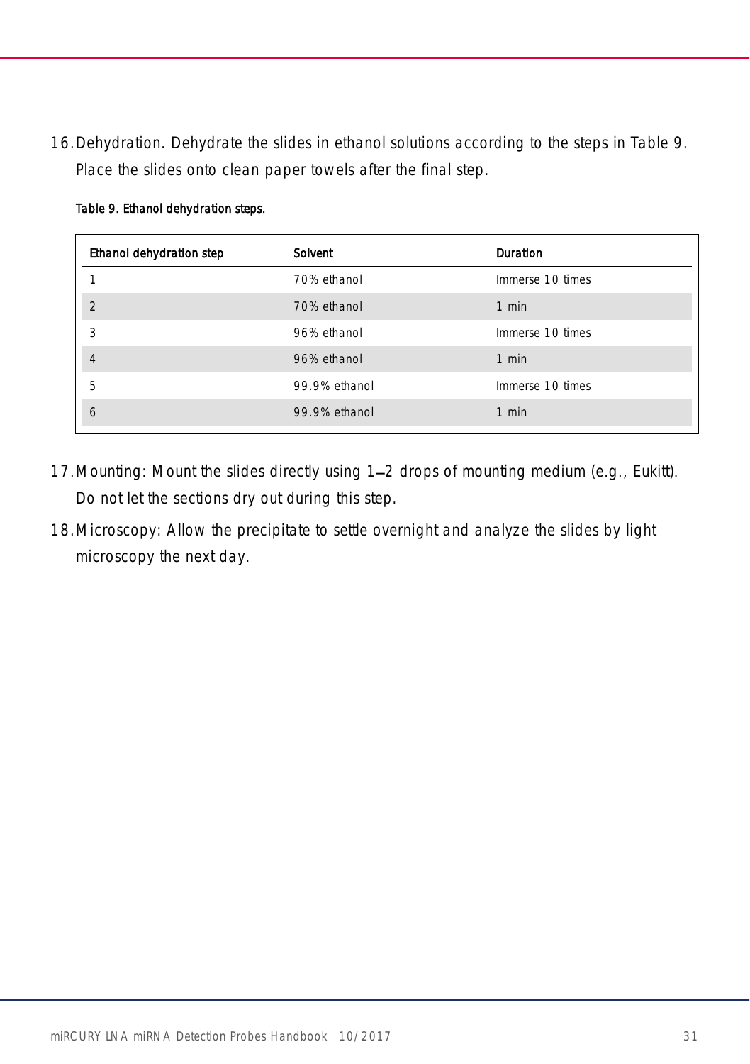16. Dehydration. Dehydrate the slides in ethanol solutions according to the steps in Table 9. Place the slides onto clean paper towels after the final step.

Table 9. Ethanol dehydration steps.

| Ethanol dehydration step | Solvent | Duration |
|---|---|---|
| 1 | 70% ethanol | Immerse 10 times |
| 2 | 70% ethanol | 1 min |
| 3 | 96% ethanol | Immerse 10 times |
| 4 | 96% ethanol | 1 min |
| 5 | 99.9% ethanol | Immerse 10 times |
| 6 | 99.9% ethanol | 1 min |

17. Mounting: Mount the slides directly using 1–2 drops of mounting medium (e.g., Eukitt). Do not let the sections dry out during this step.

18. Microscopy: Allow the precipitate to settle overnight and analyze the slides by light microscopy the next day.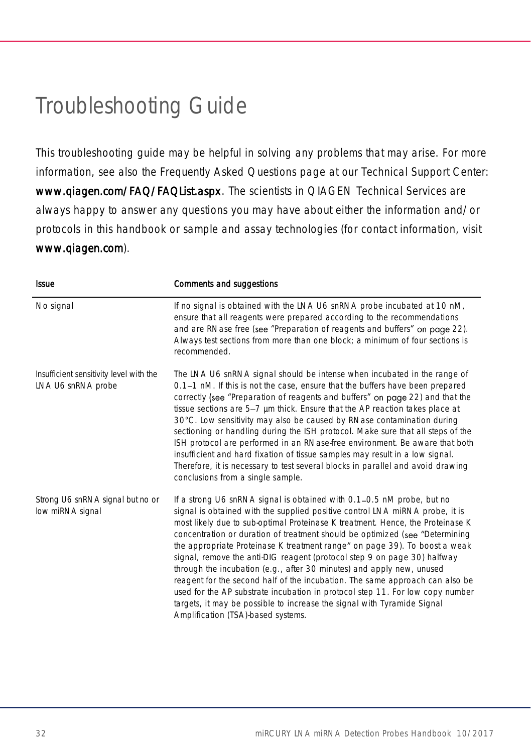# Troubleshooting Guide

This troubleshooting guide may be helpful in solving any problems that may arise. For more information, see also the Frequently Asked Questions page at our Technical Support Center: **www.qiagen.com/FAQ/FAQList.aspx**. The scientists in QIAGEN Technical Services are always happy to answer any questions you may have about either the information and/or protocols in this handbook or sample and assay technologies (for contact information, visit **www.qiagen.com**).

| Issue | Comments and suggestions |
| --- | --- |
| No signal | If no signal is obtained with the LNA U6 snRNA probe incubated at 10 nM, ensure that all reagents were prepared according to the recommendations and are RNase free (see "Preparation of reagents and buffers" on page 22). Always test sections from more than one block; a minimum of four sections is recommended. |
| Insufficient sensitivity level with the LNA U6 snRNA probe | The LNA U6 snRNA signal should be intense when incubated in the range of 0.1–1 nM. If this is not the case, ensure that the buffers have been prepared correctly (see "Preparation of reagents and buffers" on page 22) and that the tissue sections are 5–7 µm thick. Ensure that the AP reaction takes place at 30°C. Low sensitivity may also be caused by RNase contamination during sectioning or handling during the ISH protocol. Make sure that all steps of the ISH protocol are performed in an RNase-free environment. Be aware that both insufficient and hard fixation of tissue samples may result in a low signal. Therefore, it is necessary to test several blocks in parallel and avoid drawing conclusions from a single sample. |
| Strong U6 snRNA signal but no or low miRNA signal | If a strong U6 snRNA signal is obtained with 0.1–0.5 nM probe, but no signal is obtained with the supplied positive control LNA miRNA probe, it is most likely due to sub-optimal Proteinase K treatment. Hence, the Proteinase K concentration or duration of treatment should be optimized (see "Determining the appropriate Proteinase K treatment range" on page 39). To boost a weak signal, remove the anti-DIG reagent (protocol step 9 on page 30) halfway through the incubation (e.g., after 30 minutes) and apply new, unused reagent for the second half of the incubation. The same approach can also be used for the AP substrate incubation in protocol step 11. For low copy number targets, it may be possible to increase the signal with Tyramide Signal Amplification (TSA)-based systems. |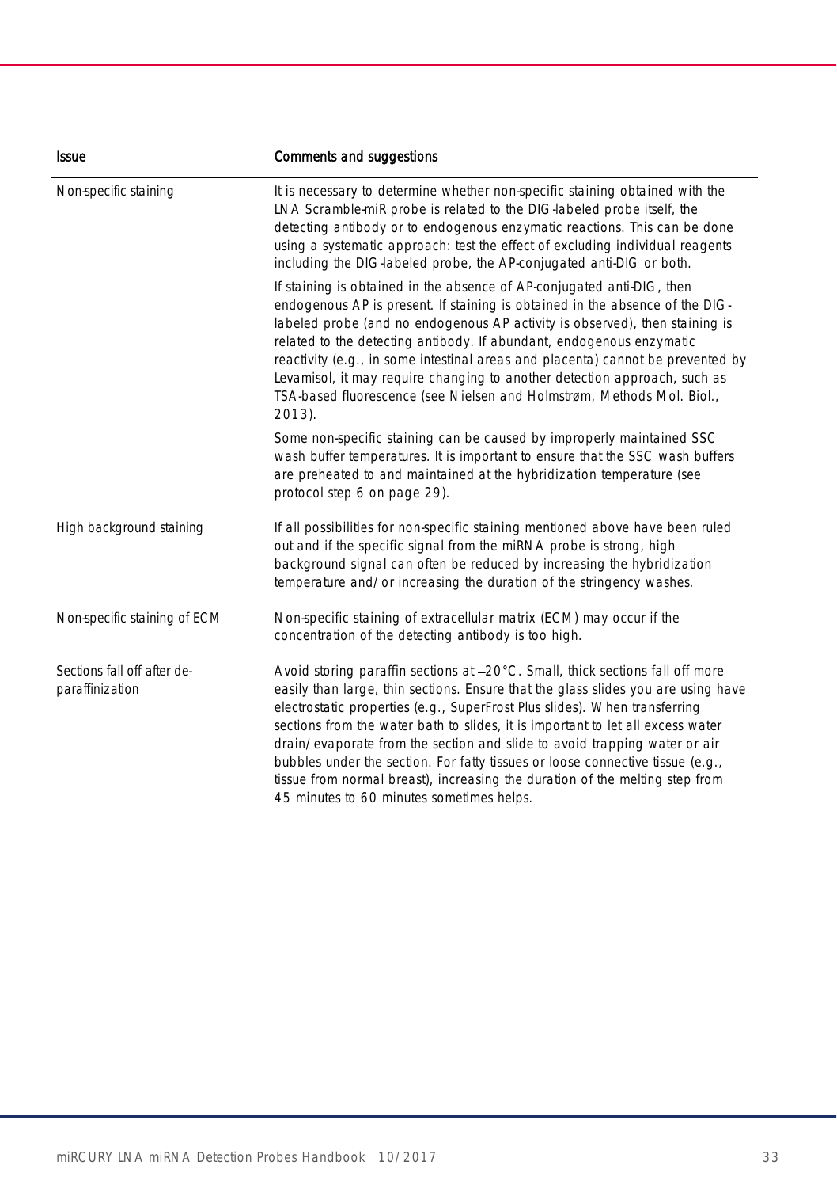| Issue | Comments and suggestions |
|---|---|
| Non-specific staining | It is necessary to determine whether non-specific staining obtained with the LNA Scramble-miR probe is related to the DIG-labeled probe itself, the detecting antibody or to endogenous enzymatic reactions. This can be done using a systematic approach: test the effect of excluding individual reagents including the DIG-labeled probe, the AP-conjugated anti-DIG or both.<br><br>If staining is obtained in the absence of AP-conjugated anti-DIG, then endogenous AP is present. If staining is obtained in the absence of the DIG-labeled probe (and no endogenous AP activity is observed), then staining is related to the detecting antibody. If abundant, endogenous enzymatic reactivity (e.g., in some intestinal areas and placenta) cannot be prevented by Levamisol, it may require changing to another detection approach, such as TSA-based fluorescence (see Nielsen and Holmstrøm, Methods Mol. Biol., 2013).<br><br>Some non-specific staining can be caused by improperly maintained SSC wash buffer temperatures. It is important to ensure that the SSC wash buffers are preheated to and maintained at the hybridization temperature (see protocol step 6 on page 29). |
| High background staining | If all possibilities for non-specific staining mentioned above have been ruled out and if the specific signal from the miRNA probe is strong, high background signal can often be reduced by increasing the hybridization temperature and/or increasing the duration of the stringency washes. |
| Non-specific staining of ECM | Non-specific staining of extracellular matrix (ECM) may occur if the concentration of the detecting antibody is too high. |
| Sections fall off after de-paraffinization | Avoid storing paraffin sections at –20°C. Small, thick sections fall off more easily than large, thin sections. Ensure that the glass slides you are using have electrostatic properties (e.g., SuperFrost Plus slides). When transferring sections from the water bath to slides, it is important to let all excess water drain/evaporate from the section and slide to avoid trapping water or air bubbles under the section. For fatty tissues or loose connective tissue (e.g., tissue from normal breast), increasing the duration of the melting step from 45 minutes to 60 minutes sometimes helps. |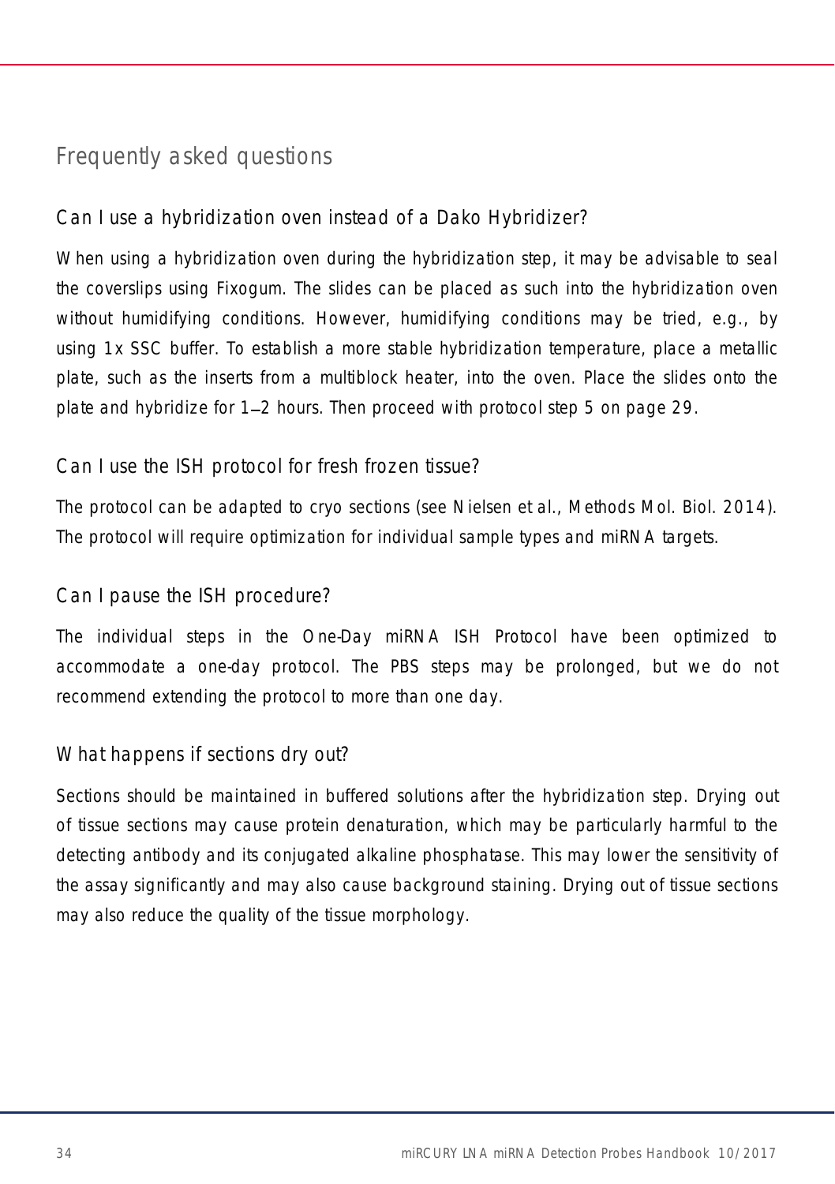# Frequently asked questions

## Can I use a hybridization oven instead of a Dako Hybridizer?

When using a hybridization oven during the hybridization step, it may be advisable to seal the coverslips using Fixogum. The slides can be placed as such into the hybridization oven without humidifying conditions. However, humidifying conditions may be tried, e.g., by using 1x SSC buffer. To establish a more stable hybridization temperature, place a metallic plate, such as the inserts from a multiblock heater, into the oven. Place the slides onto the plate and hybridize for 1–2 hours. Then proceed with protocol step 5 on page 29.

## Can I use the ISH protocol for fresh frozen tissue?

The protocol can be adapted to cryo sections (see Nielsen et al., Methods Mol. Biol. 2014). The protocol will require optimization for individual sample types and miRNA targets.

## Can I pause the ISH procedure?

The individual steps in the One-Day miRNA ISH Protocol have been optimized to accommodate a one-day protocol. The PBS steps may be prolonged, but we do not recommend extending the protocol to more than one day.

## What happens if sections dry out?

Sections should be maintained in buffered solutions after the hybridization step. Drying out of tissue sections may cause protein denaturation, which may be particularly harmful to the detecting antibody and its conjugated alkaline phosphatase. This may lower the sensitivity of the assay significantly and may also cause background staining. Drying out of tissue sections may also reduce the quality of the tissue morphology.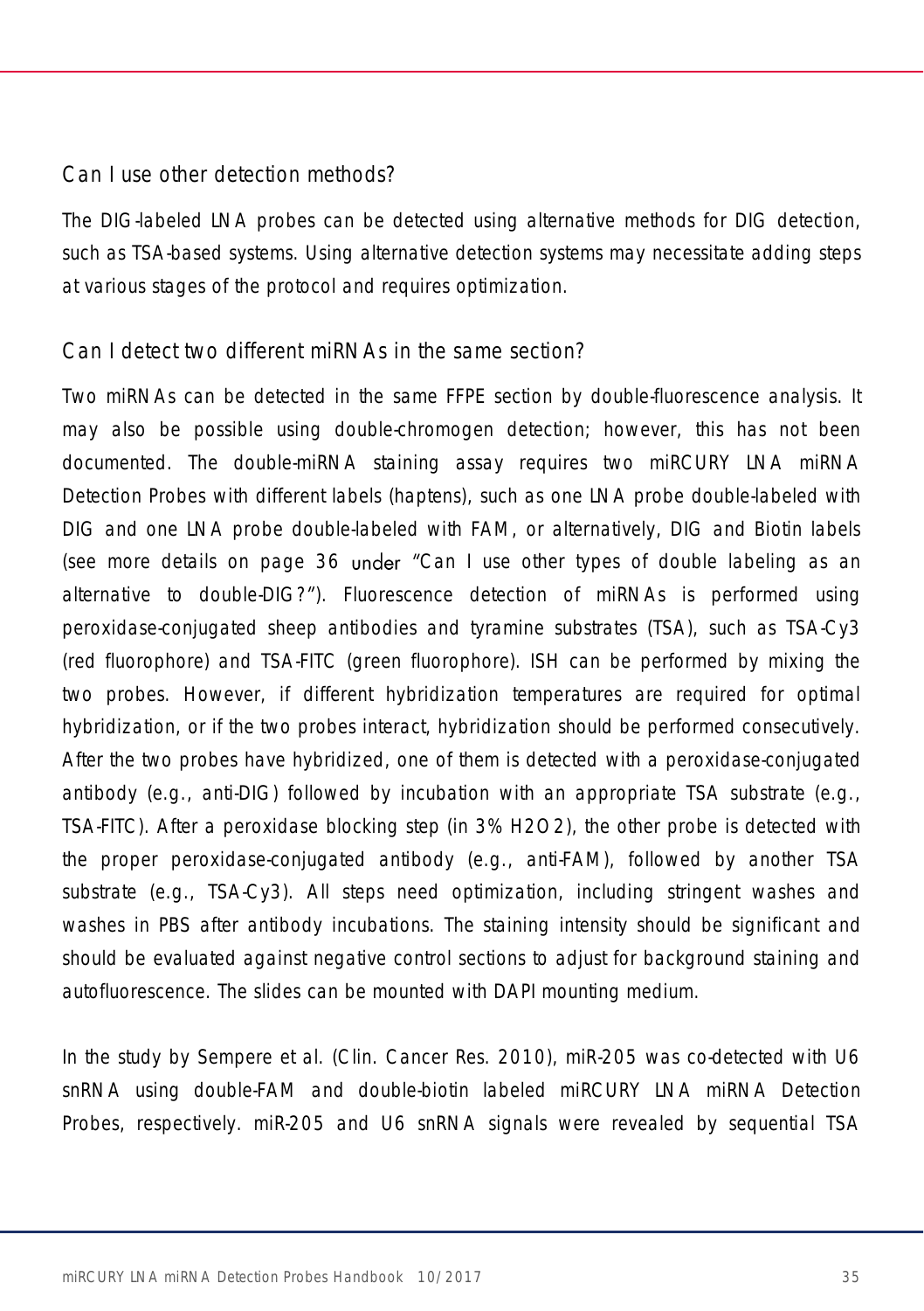## Can I use other detection methods?

The DIG-labeled LNA probes can be detected using alternative methods for DIG detection, such as TSA-based systems. Using alternative detection systems may necessitate adding steps at various stages of the protocol and requires optimization.

## Can I detect two different miRNAs in the same section?

Two miRNAs can be detected in the same FFPE section by double-fluorescence analysis. It may also be possible using double-chromogen detection; however, this has not been documented. The double-miRNA staining assay requires two miRCURY LNA miRNA Detection Probes with different labels (haptens), such as one LNA probe double-labeled with DIG and one LNA probe double-labeled with FAM, or alternatively, DIG and Biotin labels (see more details on page 36 under "Can I use other types of double labeling as an alternative to double-DIG?"). Fluorescence detection of miRNAs is performed using peroxidase-conjugated sheep antibodies and tyramine substrates (TSA), such as TSA-Cy3 (red fluorophore) and TSA-FITC (green fluorophore). ISH can be performed by mixing the two probes. However, if different hybridization temperatures are required for optimal hybridization, or if the two probes interact, hybridization should be performed consecutively. After the two probes have hybridized, one of them is detected with a peroxidase-conjugated antibody (e.g., anti-DIG) followed by incubation with an appropriate TSA substrate (e.g., TSA-FITC). After a peroxidase blocking step (in 3% $H_2O_2$), the other probe is detected with the proper peroxidase-conjugated antibody (e.g., anti-FAM), followed by another TSA substrate (e.g., TSA-Cy3). All steps need optimization, including stringent washes and washes in PBS after antibody incubations. The staining intensity should be significant and should be evaluated against negative control sections to adjust for background staining and autofluorescence. The slides can be mounted with DAPI mounting medium.

In the study by Sempere et al. (Clin. Cancer Res. 2010), miR-205 was co-detected with U6 snRNA using double-FAM and double-biotin labeled miRCURY LNA miRNA Detection Probes, respectively. miR-205 and U6 snRNA signals were revealed by sequential TSA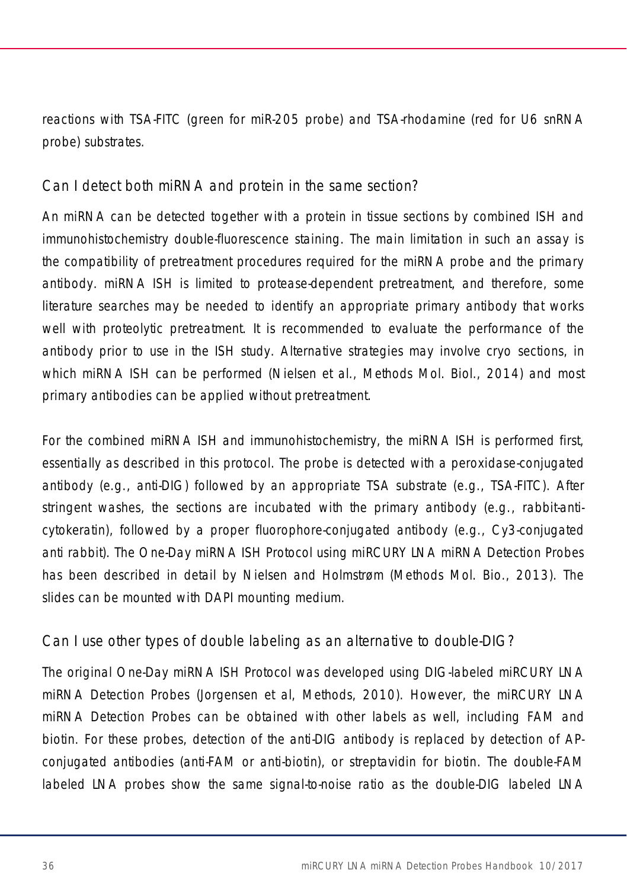reactions with TSA-FITC (green for miR-205 probe) and TSA-rhodamine (red for U6 snRNA probe) substrates.

## Can I detect both miRNA and protein in the same section?

An miRNA can be detected together with a protein in tissue sections by combined ISH and immunohistochemistry double-fluorescence staining. The main limitation in such an assay is the compatibility of pretreatment procedures required for the miRNA probe and the primary antibody. miRNA ISH is limited to protease-dependent pretreatment, and therefore, some literature searches may be needed to identify an appropriate primary antibody that works well with proteolytic pretreatment. It is recommended to evaluate the performance of the antibody prior to use in the ISH study. Alternative strategies may involve cryo sections, in which miRNA ISH can be performed (Nielsen et al., Methods Mol. Biol., 2014) and most primary antibodies can be applied without pretreatment.

For the combined miRNA ISH and immunohistochemistry, the miRNA ISH is performed first, essentially as described in this protocol. The probe is detected with a peroxidase-conjugated antibody (e.g., anti-DIG) followed by an appropriate TSA substrate (e.g., TSA-FITC). After stringent washes, the sections are incubated with the primary antibody (e.g., rabbit-anti-cytokeratin), followed by a proper fluorophore-conjugated antibody (e.g., Cy3-conjugated anti rabbit). The One-Day miRNA ISH Protocol using miRCURY LNA miRNA Detection Probes has been described in detail by Nielsen and Holmstrøm (Methods Mol. Bio., 2013). The slides can be mounted with DAPI mounting medium.

## Can I use other types of double labeling as an alternative to double-DIG?

The original One-Day miRNA ISH Protocol was developed using DIG-labeled miRCURY LNA miRNA Detection Probes (Jorgensen et al, Methods, 2010). However, the miRCURY LNA miRNA Detection Probes can be obtained with other labels as well, including FAM and biotin. For these probes, detection of the anti-DIG antibody is replaced by detection of AP-conjugated antibodies (anti-FAM or anti-biotin), or streptavidin for biotin. The double-FAM labeled LNA probes show the same signal-to-noise ratio as the double-DIG labeled LNA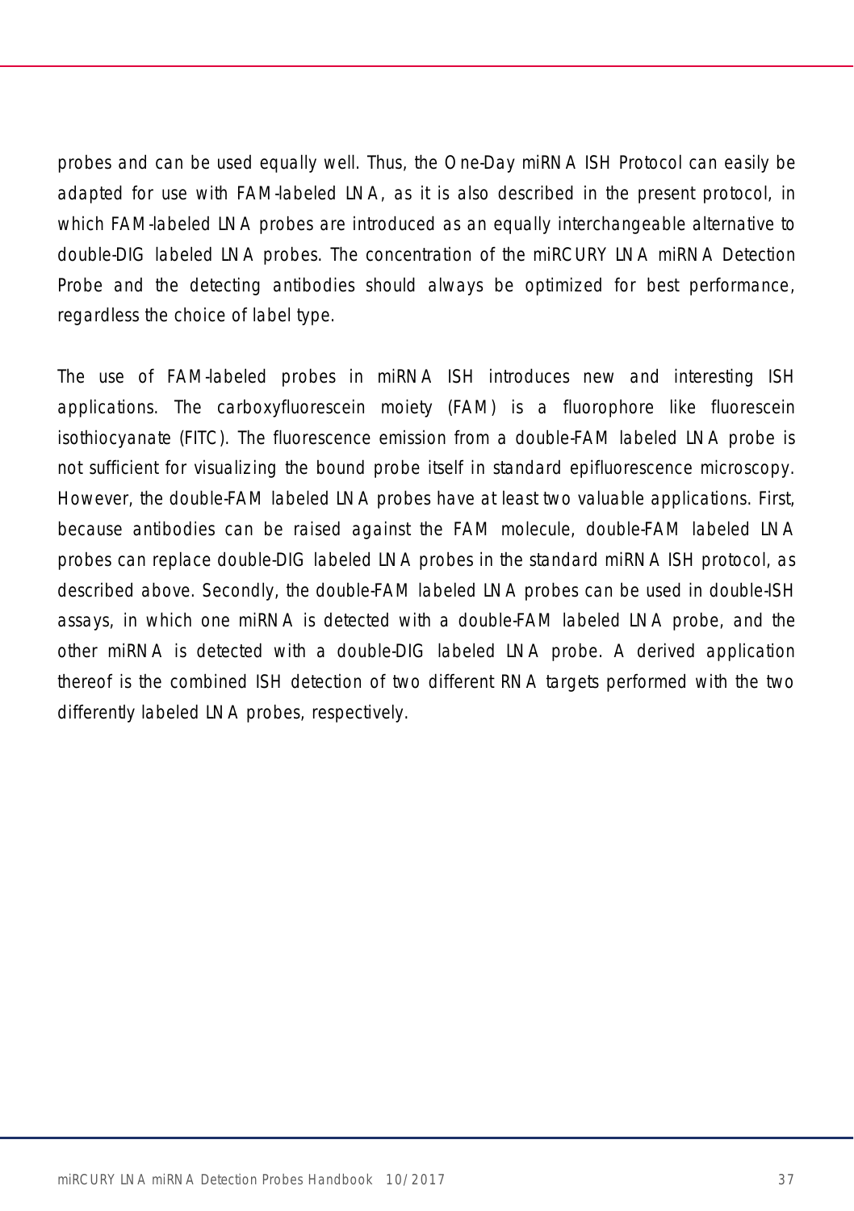probes and can be used equally well. Thus, the One-Day miRNA ISH Protocol can easily be adapted for use with FAM-labeled LNA, as it is also described in the present protocol, in which FAM-labeled LNA probes are introduced as an equally interchangeable alternative to double-DIG labeled LNA probes. The concentration of the miRCURY LNA miRNA Detection Probe and the detecting antibodies should always be optimized for best performance, regardless the choice of label type.

The use of FAM-labeled probes in miRNA ISH introduces new and interesting ISH applications. The carboxyfluorescein moiety (FAM) is a fluorophore like fluorescein isothiocyanate (FITC). The fluorescence emission from a double-FAM labeled LNA probe is not sufficient for visualizing the bound probe itself in standard epifluorescence microscopy. However, the double-FAM labeled LNA probes have at least two valuable applications. First, because antibodies can be raised against the FAM molecule, double-FAM labeled LNA probes can replace double-DIG labeled LNA probes in the standard miRNA ISH protocol, as described above. Secondly, the double-FAM labeled LNA probes can be used in double-ISH assays, in which one miRNA is detected with a double-FAM labeled LNA probe, and the other miRNA is detected with a double-DIG labeled LNA probe. A derived application thereof is the combined ISH detection of two different RNA targets performed with the two differently labeled LNA probes, respectively.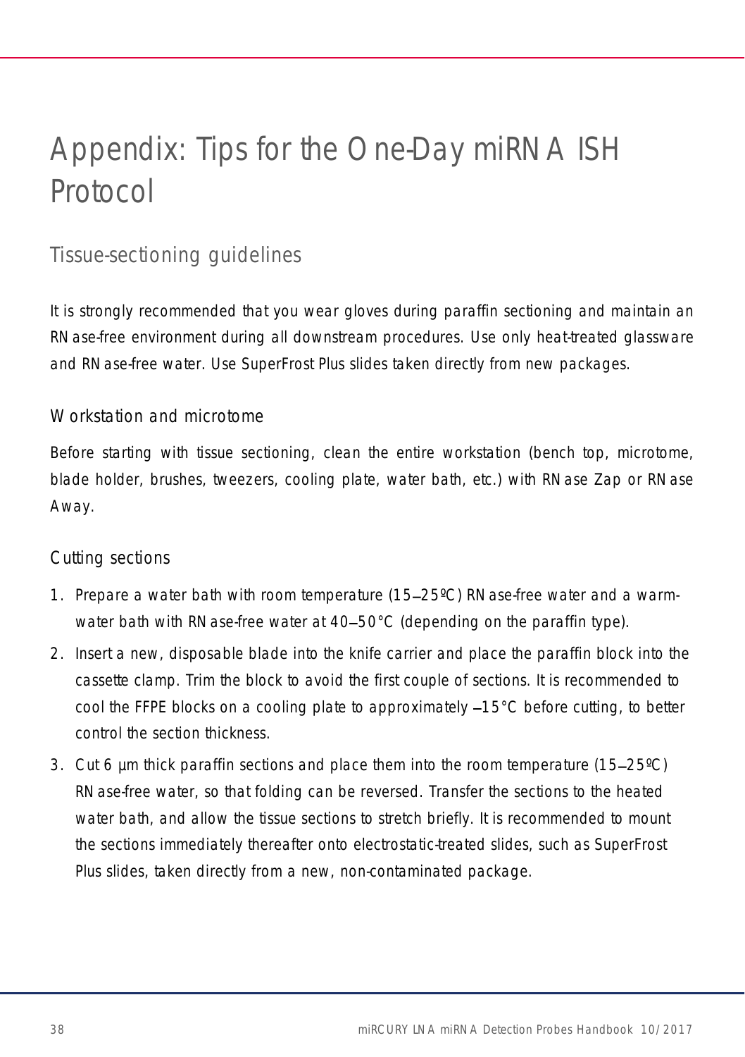# Appendix: Tips for the One-Day miRNA ISH Protocol

## Tissue-sectioning guidelines

It is strongly recommended that you wear gloves during paraffin sectioning and maintain an RNase-free environment during all downstream procedures. Use only heat-treated glassware and RNase-free water. Use SuperFrost Plus slides taken directly from new packages.

### Workstation and microtome

Before starting with tissue sectioning, clean the entire workstation (bench top, microtome, blade holder, brushes, tweezers, cooling plate, water bath, etc.) with RNase Zap or RNase Away.

### Cutting sections

1. Prepare a water bath with room temperature (15–25ºC) RNase-free water and a warm-water bath with RNase-free water at 40–50°C (depending on the paraffin type).
2. Insert a new, disposable blade into the knife carrier and place the paraffin block into the cassette clamp. Trim the block to avoid the first couple of sections. It is recommended to cool the FFPE blocks on a cooling plate to approximately –15°C before cutting, to better control the section thickness.
3. Cut 6 µm thick paraffin sections and place them into the room temperature (15–25ºC) RNase-free water, so that folding can be reversed. Transfer the sections to the heated water bath, and allow the tissue sections to stretch briefly. It is recommended to mount the sections immediately thereafter onto electrostatic-treated slides, such as SuperFrost Plus slides, taken directly from a new, non-contaminated package.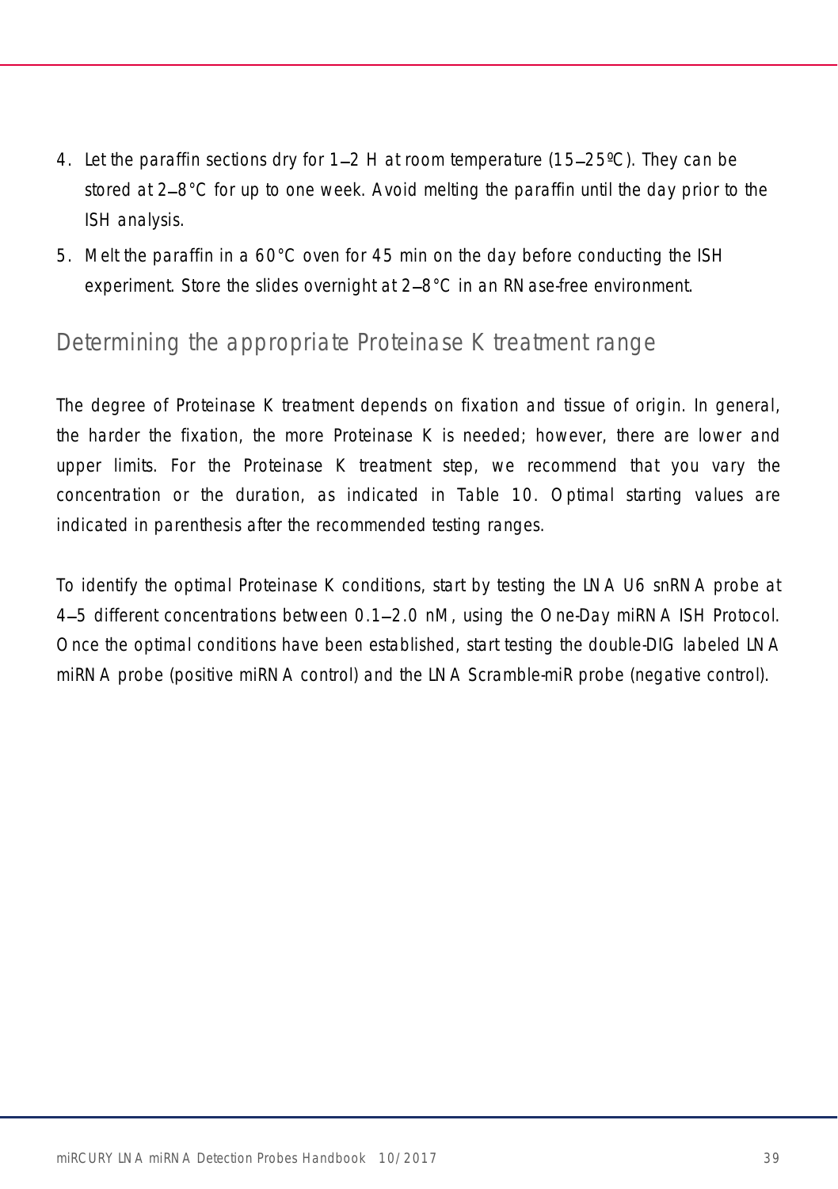4. Let the paraffin sections dry for 1–2 H at room temperature (15–25ºC). They can be stored at 2–8°C for up to one week. Avoid melting the paraffin until the day prior to the ISH analysis.
5. Melt the paraffin in a 60°C oven for 45 min on the day before conducting the ISH experiment. Store the slides overnight at 2–8°C in an RNase-free environment.

## Determining the appropriate Proteinase K treatment range

The degree of Proteinase K treatment depends on fixation and tissue of origin. In general, the harder the fixation, the more Proteinase K is needed; however, there are lower and upper limits. For the Proteinase K treatment step, we recommend that you vary the concentration or the duration, as indicated in Table 10. Optimal starting values are indicated in parenthesis after the recommended testing ranges.

To identify the optimal Proteinase K conditions, start by testing the LNA U6 snRNA probe at 4–5 different concentrations between 0.1–2.0 nM, using the One-Day miRNA ISH Protocol. Once the optimal conditions have been established, start testing the double-DIG labeled LNA miRNA probe (positive miRNA control) and the LNA Scramble-miR probe (negative control).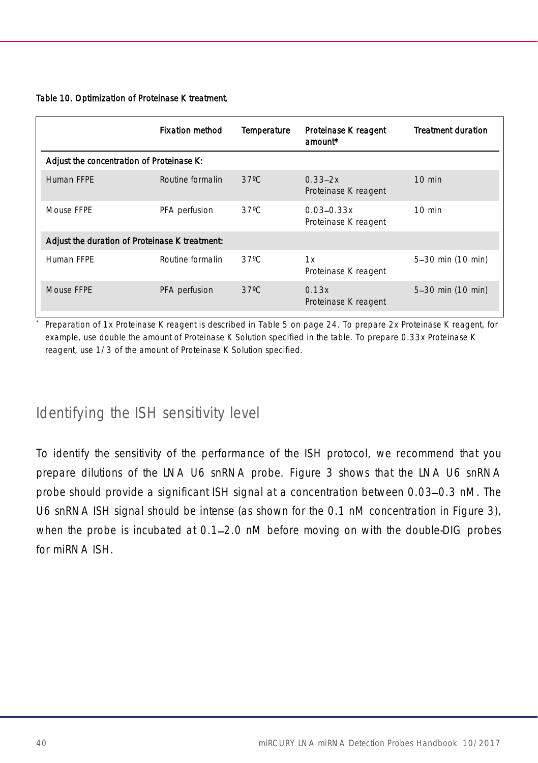Table 10. Optimization of Proteinase K treatment.

| | Fixation method | Temperature | Proteinase K reagent amount* | Treatment duration |
|---|---|---|---|---|
| **Adjust the concentration of Proteinase K:** | | | | |
| Human FFPE | Routine formalin | 37ºC | 0.33–2x Proteinase K reagent | 10 min |
| Mouse FFPE | PFA perfusion | 37ºC | 0.03–0.33x Proteinase K reagent | 10 min |
| **Adjust the duration of Proteinase K treatment:** | | | | |
| Human FFPE | Routine formalin | 37ºC | 1x Proteinase K reagent | 5–30 min (10 min) |
| Mouse FFPE | PFA perfusion | 37ºC | 0.13x Proteinase K reagent | 5–30 min (10 min) |

\* Preparation of 1x Proteinase K reagent is described in Table 5 on page 24. To prepare 2x Proteinase K reagent, for example, use double the amount of Proteinase K Solution specified in the table. To prepare 0.33x Proteinase K reagent, use 1/3 of the amount of Proteinase K Solution specified.

## Identifying the ISH sensitivity level

To identify the sensitivity of the performance of the ISH protocol, we recommend that you prepare dilutions of the LNA U6 snRNA probe. Figure 3 shows that the LNA U6 snRNA probe should provide a significant ISH signal at a concentration between 0.03–0.3 nM. The U6 snRNA ISH signal should be intense (as shown for the 0.1 nM concentration in Figure 3), when the probe is incubated at 0.1–2.0 nM before moving on with the double-DIG probes for miRNA ISH.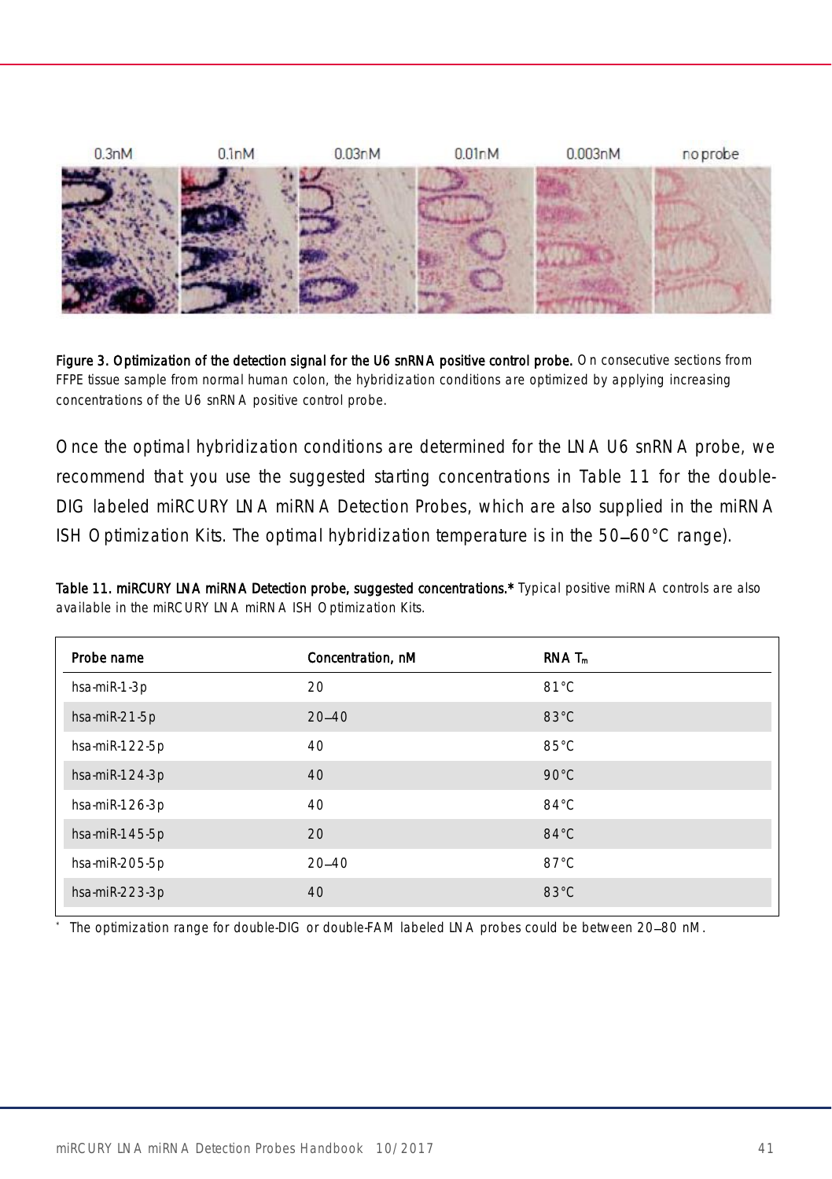**Figure 3. Optimization of the detection signal for the U6 snRNA positive control probe.** On consecutive sections from FFPE tissue sample from normal human colon, the hybridization conditions are optimized by applying increasing concentrations of the U6 snRNA positive control probe.

Once the optimal hybridization conditions are determined for the LNA U6 snRNA probe, we recommend that you use the suggested starting concentrations in Table 11 for the double-DIG labeled miRCURY LNA miRNA Detection Probes, which are also supplied in the miRNA ISH Optimization Kits. The optimal hybridization temperature is in the 50–60°C range).

**Table 11. miRCURY LNA miRNA Detection probe, suggested concentrations.*** Typical positive miRNA controls are also available in the miRCURY LNA miRNA ISH Optimization Kits.

| Probe name | Concentration, nM | RNA $T_m$ |
|---|---|---|
| hsa-miR-1-3p | 20 | 81°C |
| hsa-miR-21-5p | 20–40 | 83°C |
| hsa-miR-122-5p | 40 | 85°C |
| hsa-miR-124-3p | 40 | 90°C |
| hsa-miR-126-3p | 40 | 84°C |
| hsa-miR-145-5p | 20 | 84°C |
| hsa-miR-205-5p | 20–40 | 87°C |
| hsa-miR-223-3p | 40 | 83°C |

\* The optimization range for double-DIG or double-FAM labeled LNA probes could be between 20–80 nM.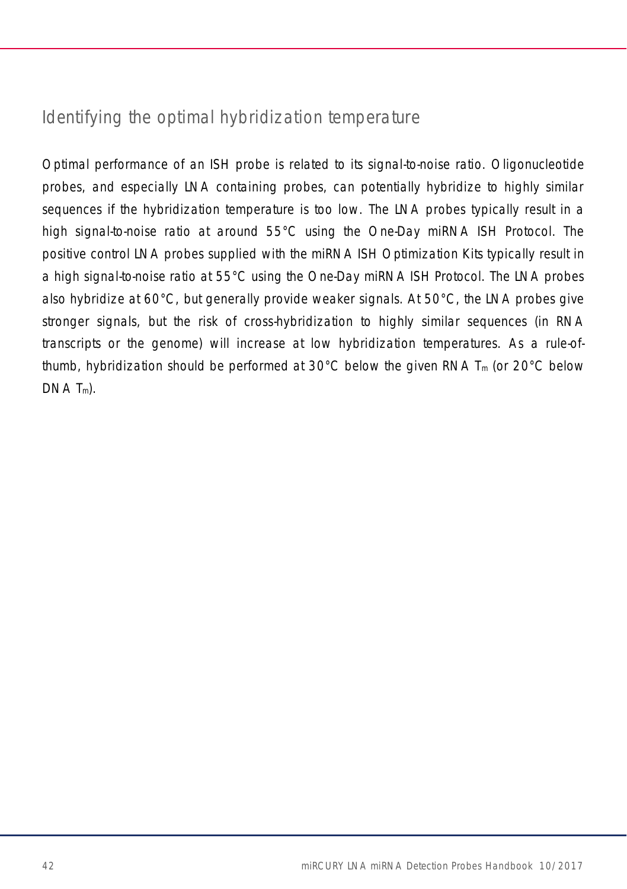## Identifying the optimal hybridization temperature

Optimal performance of an ISH probe is related to its signal-to-noise ratio. Oligonucleotide probes, and especially LNA containing probes, can potentially hybridize to highly similar sequences if the hybridization temperature is too low. The LNA probes typically result in a high signal-to-noise ratio at around 55°C using the One-Day miRNA ISH Protocol. The positive control LNA probes supplied with the miRNA ISH Optimization Kits typically result in a high signal-to-noise ratio at 55°C using the One-Day miRNA ISH Protocol. The LNA probes also hybridize at 60°C, but generally provide weaker signals. At 50°C, the LNA probes give stronger signals, but the risk of cross-hybridization to highly similar sequences (in RNA transcripts or the genome) will increase at low hybridization temperatures. As a rule-of-thumb, hybridization should be performed at 30°C below the given RNA $T_m$ (or 20°C below DNA $T_m$).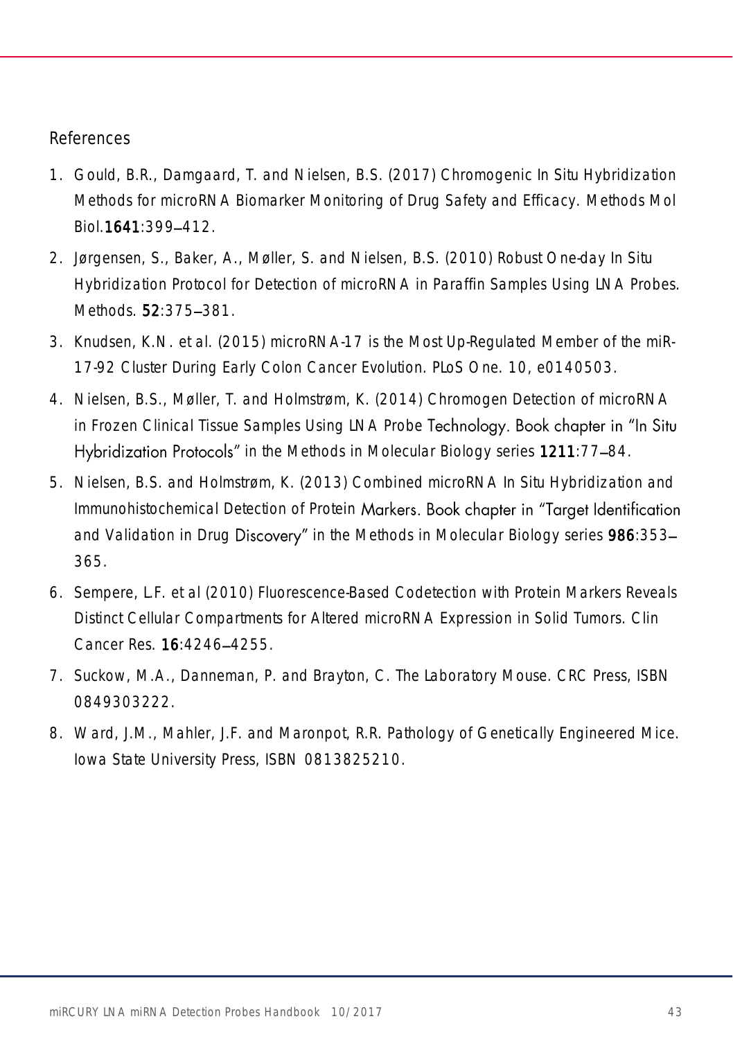## References

1. Gould, B.R., Damgaard, T. and Nielsen, B.S. (2017) Chromogenic In Situ Hybridization Methods for microRNA Biomarker Monitoring of Drug Safety and Efficacy. Methods Mol Biol.**1641**:399–412.
2. Jørgensen, S., Baker, A., Møller, S. and Nielsen, B.S. (2010) Robust One-day In Situ Hybridization Protocol for Detection of microRNA in Paraffin Samples Using LNA Probes. Methods. **52**:375–381.
3. Knudsen, K.N. et al. (2015) microRNA-17 is the Most Up-Regulated Member of the miR-17-92 Cluster During Early Colon Cancer Evolution. PLoS One. 10, e0140503.
4. Nielsen, B.S., Møller, T. and Holmstrøm, K. (2014) Chromogen Detection of microRNA in Frozen Clinical Tissue Samples Using LNA Probe Technology. Book chapter in "In Situ Hybridization Protocols" in the Methods in Molecular Biology series **1211**:77–84.
5. Nielsen, B.S. and Holmstrøm, K. (2013) Combined microRNA In Situ Hybridization and Immunohistochemical Detection of Protein Markers. Book chapter in "Target Identification and Validation in Drug Discovery" in the Methods in Molecular Biology series **986**:353–365.
6. Sempere, L.F. et al (2010) Fluorescence-Based Codetection with Protein Markers Reveals Distinct Cellular Compartments for Altered microRNA Expression in Solid Tumors. Clin Cancer Res. **16**:4246–4255.
7. Suckow, M.A., Danneman, P. and Brayton, C. The Laboratory Mouse. CRC Press, ISBN 0849303222.
8. Ward, J.M., Mahler, J.F. and Maronpot, R.R. Pathology of Genetically Engineered Mice. Iowa State University Press, ISBN 0813825210.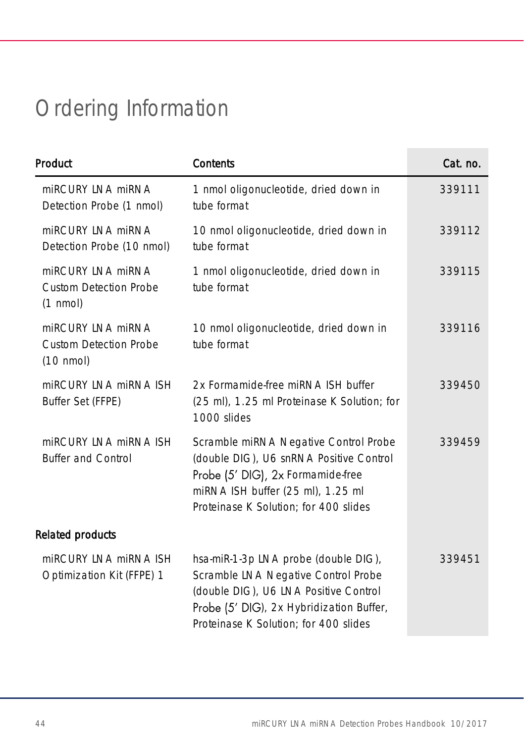# Ordering Information

| Product | Contents | Cat. no. |
| --- | --- | --- |
| miRCURY LNA miRNA Detection Probe (1 nmol) | 1 nmol oligonucleotide, dried down in tube format | 339111 |
| miRCURY LNA miRNA Detection Probe (10 nmol) | 10 nmol oligonucleotide, dried down in tube format | 339112 |
| miRCURY LNA miRNA Custom Detection Probe (1 nmol) | 1 nmol oligonucleotide, dried down in tube format | 339115 |
| miRCURY LNA miRNA Custom Detection Probe (10 nmol) | 10 nmol oligonucleotide, dried down in tube format | 339116 |
| miRCURY LNA miRNA ISH Buffer Set (FFPE) | 2x Formamide-free miRNA ISH buffer (25 ml), 1.25 ml Proteinase K Solution; for 1000 slides | 339450 |
| miRCURY LNA miRNA ISH Buffer and Control | Scramble miRNA Negative Control Probe (double DIG), U6 snRNA Positive Control Probe (5′ DIG), 2x Formamide-free miRNA ISH buffer (25 ml), 1.25 ml Proteinase K Solution; for 400 slides | 339459 |
| **Related products** | | |
| miRCURY LNA miRNA ISH Optimization Kit (FFPE) 1 | hsa-miR-1-3p LNA probe (double DIG), Scramble LNA Negative Control Probe (double DIG), U6 LNA Positive Control Probe (5′ DIG), 2x Hybridization Buffer, Proteinase K Solution; for 400 slides | 339451 |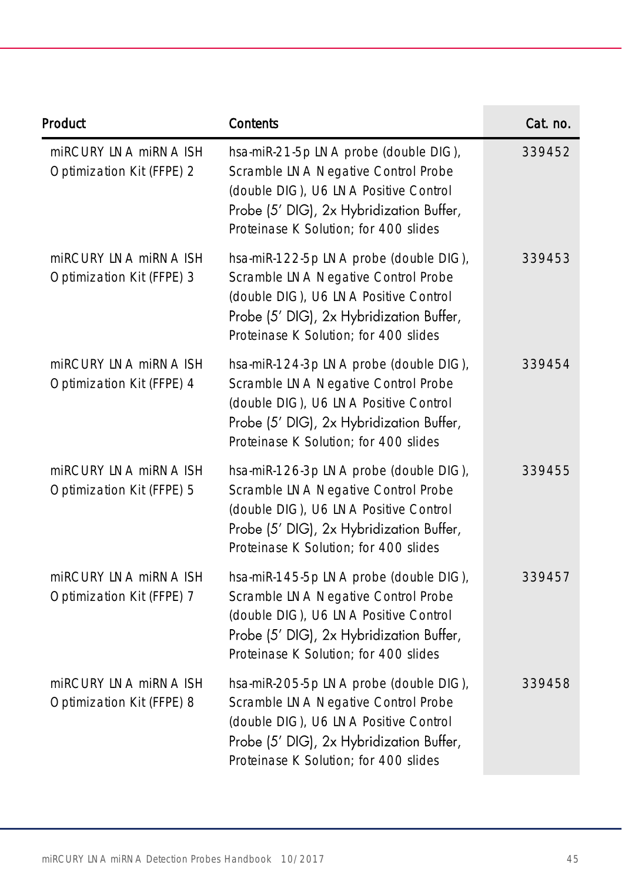| Product | Contents | Cat. no. |
|---|---|---|
| miRCURY LNA miRNA ISH Optimization Kit (FFPE) 2 | hsa-miR-21-5p LNA probe (double DIG), Scramble LNA Negative Control Probe (double DIG), U6 LNA Positive Control Probe (5′ DIG), 2x Hybridization Buffer, Proteinase K Solution; for 400 slides | 339452 |
| miRCURY LNA miRNA ISH Optimization Kit (FFPE) 3 | hsa-miR-122-5p LNA probe (double DIG), Scramble LNA Negative Control Probe (double DIG), U6 LNA Positive Control Probe (5′ DIG), 2x Hybridization Buffer, Proteinase K Solution; for 400 slides | 339453 |
| miRCURY LNA miRNA ISH Optimization Kit (FFPE) 4 | hsa-miR-124-3p LNA probe (double DIG), Scramble LNA Negative Control Probe (double DIG), U6 LNA Positive Control Probe (5′ DIG), 2x Hybridization Buffer, Proteinase K Solution; for 400 slides | 339454 |
| miRCURY LNA miRNA ISH Optimization Kit (FFPE) 5 | hsa-miR-126-3p LNA probe (double DIG), Scramble LNA Negative Control Probe (double DIG), U6 LNA Positive Control Probe (5′ DIG), 2x Hybridization Buffer, Proteinase K Solution; for 400 slides | 339455 |
| miRCURY LNA miRNA ISH Optimization Kit (FFPE) 7 | hsa-miR-145-5p LNA probe (double DIG), Scramble LNA Negative Control Probe (double DIG), U6 LNA Positive Control Probe (5′ DIG), 2x Hybridization Buffer, Proteinase K Solution; for 400 slides | 339457 |
| miRCURY LNA miRNA ISH Optimization Kit (FFPE) 8 | hsa-miR-205-5p LNA probe (double DIG), Scramble LNA Negative Control Probe (double DIG), U6 LNA Positive Control Probe (5′ DIG), 2x Hybridization Buffer, Proteinase K Solution; for 400 slides | 339458 |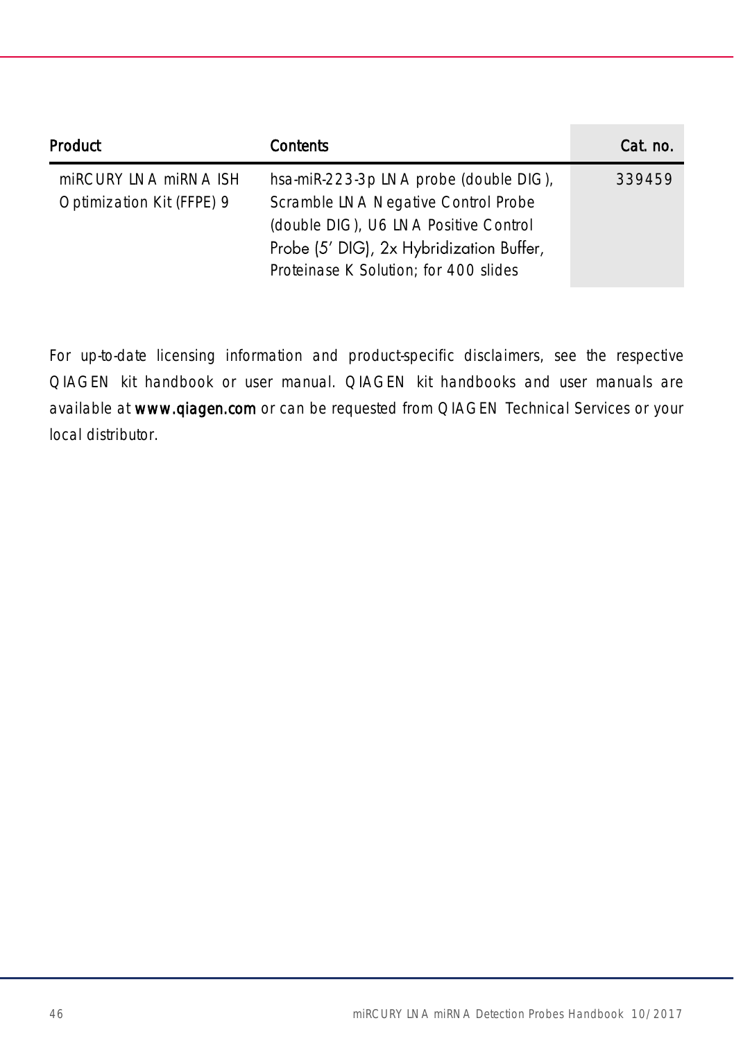| Product | Contents | Cat. no. |
|---|---|---|
| miRCURY LNA miRNA ISH Optimization Kit (FFPE) 9 | hsa-miR-223-3p LNA probe (double DIG), Scramble LNA Negative Control Probe (double DIG), U6 LNA Positive Control Probe (5′ DIG), 2x Hybridization Buffer, Proteinase K Solution; for 400 slides | 339459 |

For up-to-date licensing information and product-specific disclaimers, see the respective QIAGEN kit handbook or user manual. QIAGEN kit handbooks and user manuals are available at **www.qiagen.com** or can be requested from QIAGEN Technical Services or your local distributor.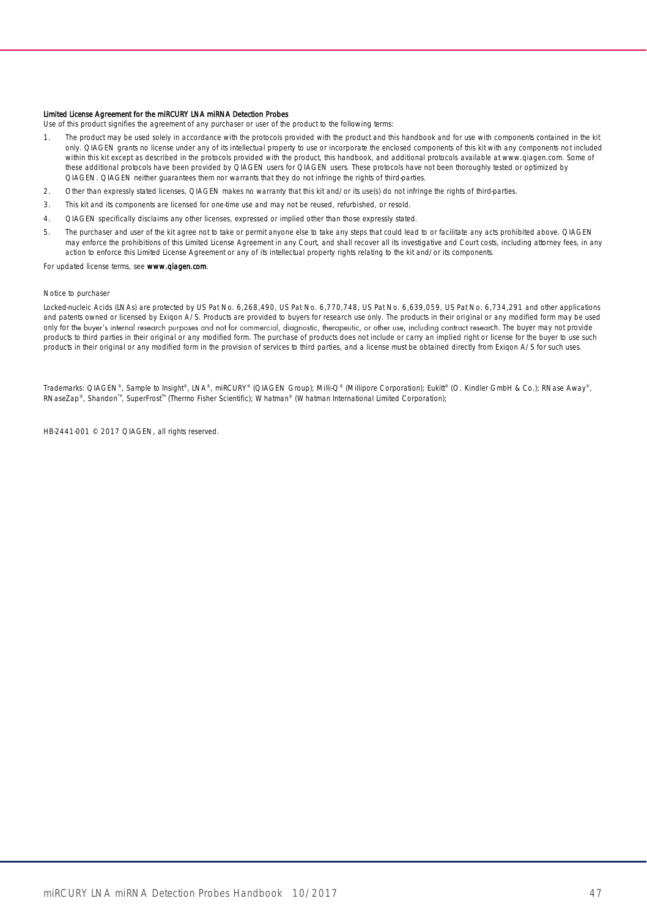**Limited License Agreement for the miRCURY LNA miRNA Detection Probes**

Use of this product signifies the agreement of any purchaser or user of the product to the following terms:

1. The product may be used solely in accordance with the protocols provided with the product and this handbook and for use with components contained in the kit only. QIAGEN grants no license under any of its intellectual property to use or incorporate the enclosed components of this kit with any components not included within this kit except as described in the protocols provided with the product, this handbook, and additional protocols available at www.qiagen.com. Some of these additional protocols have been provided by QIAGEN users for QIAGEN users. These protocols have not been thoroughly tested or optimized by QIAGEN. QIAGEN neither guarantees them nor warrants that they do not infringe the rights of third-parties.
2. Other than expressly stated licenses, QIAGEN makes no warranty that this kit and/or its use(s) do not infringe the rights of third-parties.
3. This kit and its components are licensed for one-time use and may not be reused, refurbished, or resold.
4. QIAGEN specifically disclaims any other licenses, expressed or implied other than those expressly stated.
5. The purchaser and user of the kit agree not to take or permit anyone else to take any steps that could lead to or facilitate any acts prohibited above. QIAGEN may enforce the prohibitions of this Limited License Agreement in any Court, and shall recover all its investigative and Court costs, including attorney fees, in any action to enforce this Limited License Agreement or any of its intellectual property rights relating to the kit and/or its components.

For updated license terms, see **www.qiagen.com**.

Notice to purchaser

Locked-nucleic Acids (LNAs) are protected by US Pat No. 6,268,490, US Pat No. 6,770,748, US Pat No. 6,639,059, US Pat No. 6,734,291 and other applications and patents owned or licensed by Exiqon A/S. Products are provided to buyers for research use only. The products in their original or any modified form may be used only for the buyer's internal research purposes and not for commercial, diagnostic, therapeutic, or other use, including contract research. The buyer may not provide products to third parties in their original or any modified form. The purchase of products does not include or carry an implied right or license for the buyer to use such products in their original or any modified form in the provision of services to third parties, and a license must be obtained directly from Exiqon A/S for such uses.

Trademarks: QIAGEN®, Sample to Insight®, LNA®, miRCURY® (QIAGEN Group); Milli-Q® (Millipore Corporation); Eukitt® (O. Kindler GmbH & Co.); RNase Away®, RNaseZap®, Shandon™, SuperFrost™ (Thermo Fisher Scientific); Whatman® (Whatman International Limited Corporation);

HB-2441-001 © 2017 QIAGEN, all rights reserved.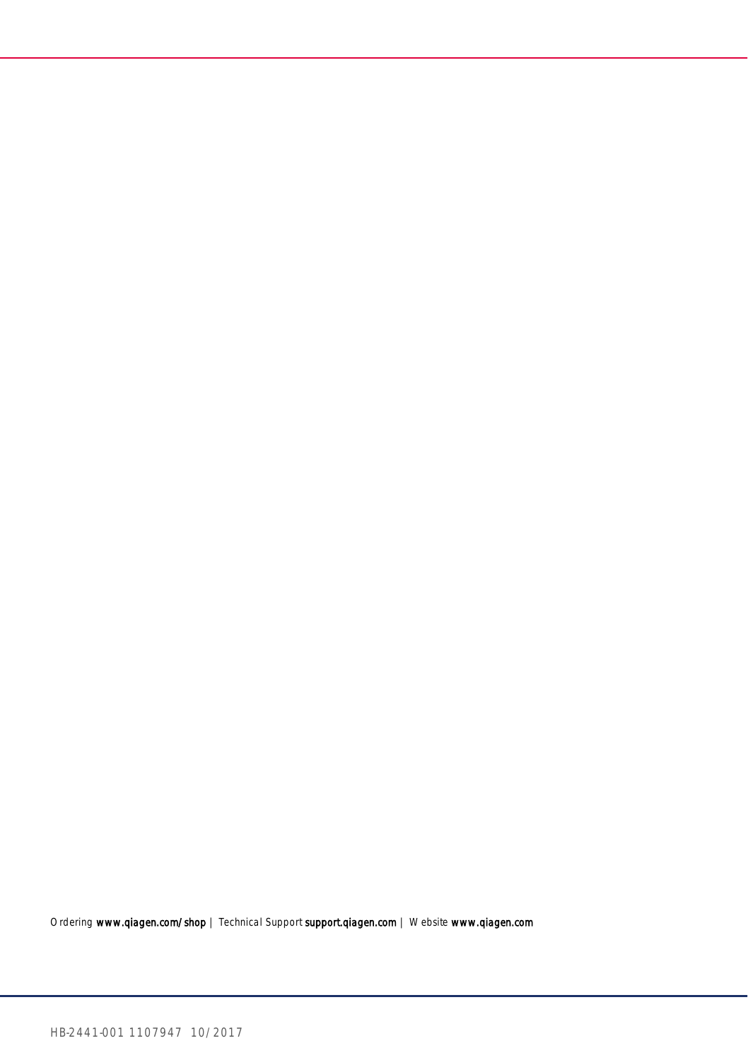Ordering www.qiagen.com/shop | Technical Support support.qiagen.com | Website www.qiagen.com

HB-2441-001 1107947 10/2017